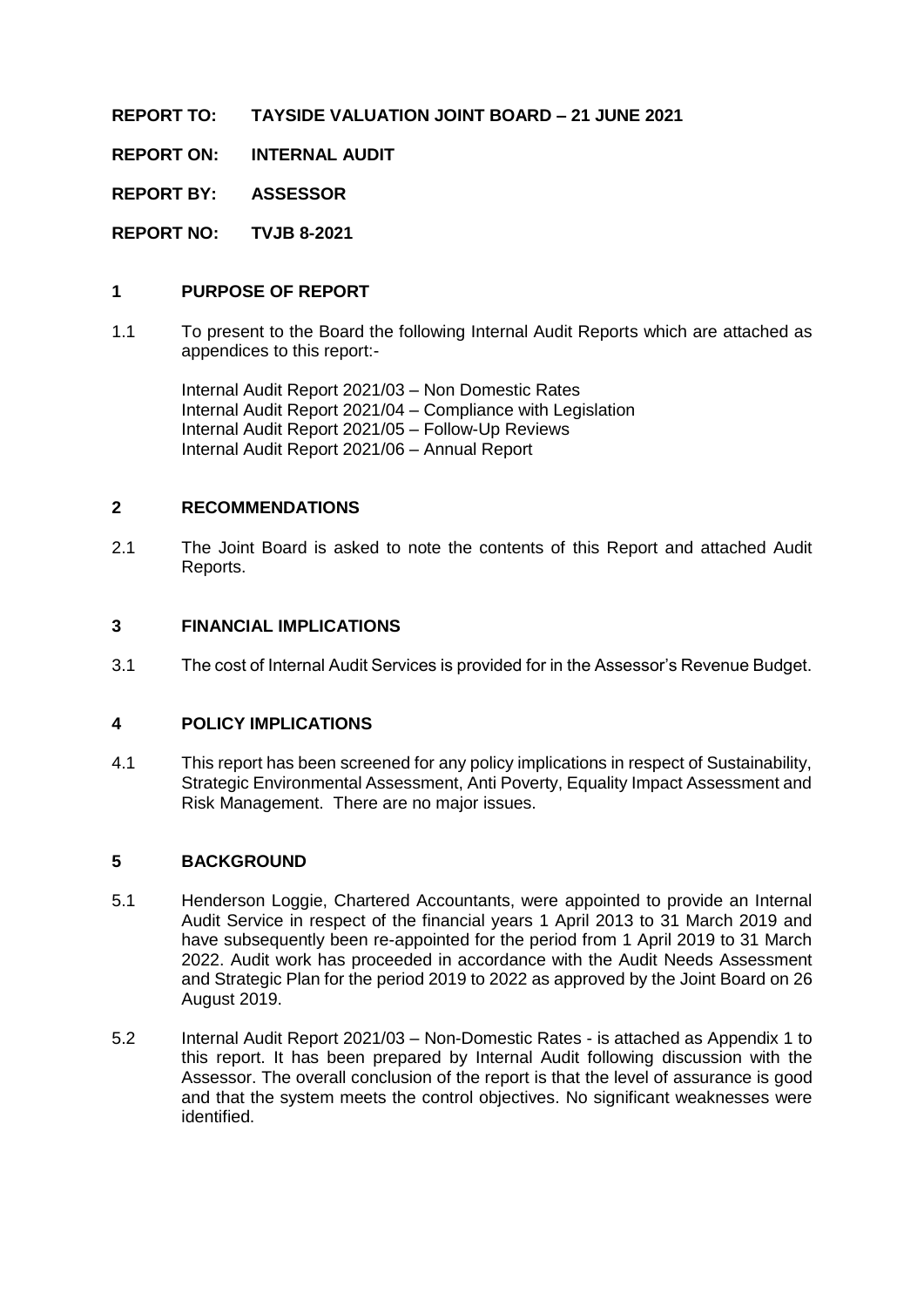**REPORT TO: TAYSIDE VALUATION JOINT BOARD – 21 JUNE 2021**

**REPORT ON: INTERNAL AUDIT**

**REPORT BY: ASSESSOR**

**REPORT NO: TVJB 8-2021**

## 1 PURPOSE OF REPORT

1.1 To present to the Board the following Internal Audit Reports which are attached as appendices to this report:-

Internal Audit Report 2021/03 – Non Domestic Rates
Internal Audit Report 2021/04 – Compliance with Legislation
Internal Audit Report 2021/05 – Follow-Up Reviews
Internal Audit Report 2021/06 – Annual Report

## 2 RECOMMENDATIONS

2.1 The Joint Board is asked to note the contents of this Report and attached Audit Reports.

## 3 FINANCIAL IMPLICATIONS

3.1 The cost of Internal Audit Services is provided for in the Assessor's Revenue Budget.

## 4 POLICY IMPLICATIONS

4.1 This report has been screened for any policy implications in respect of Sustainability, Strategic Environmental Assessment, Anti Poverty, Equality Impact Assessment and Risk Management. There are no major issues.

## 5 BACKGROUND

5.1 Henderson Loggie, Chartered Accountants, were appointed to provide an Internal Audit Service in respect of the financial years 1 April 2013 to 31 March 2019 and have subsequently been re-appointed for the period from 1 April 2019 to 31 March 2022. Audit work has proceeded in accordance with the Audit Needs Assessment and Strategic Plan for the period 2019 to 2022 as approved by the Joint Board on 26 August 2019.

5.2 Internal Audit Report 2021/03 – Non-Domestic Rates - is attached as Appendix 1 to this report. It has been prepared by Internal Audit following discussion with the Assessor. The overall conclusion of the report is that the level of assurance is good and that the system meets the control objectives. No significant weaknesses were identified.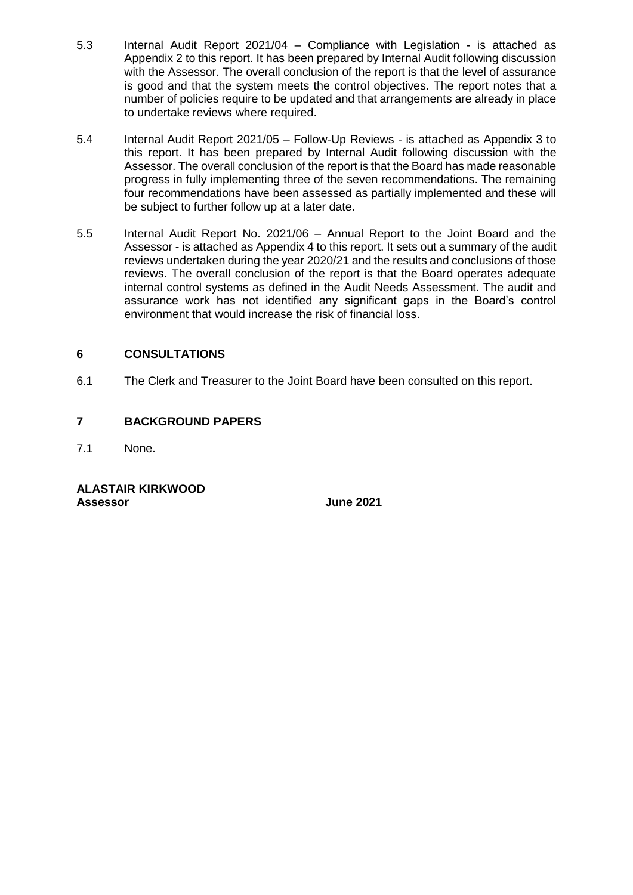5.3 Internal Audit Report 2021/04 – Compliance with Legislation - is attached as Appendix 2 to this report. It has been prepared by Internal Audit following discussion with the Assessor. The overall conclusion of the report is that the level of assurance is good and that the system meets the control objectives. The report notes that a number of policies require to be updated and that arrangements are already in place to undertake reviews where required.

5.4 Internal Audit Report 2021/05 – Follow-Up Reviews - is attached as Appendix 3 to this report. It has been prepared by Internal Audit following discussion with the Assessor. The overall conclusion of the report is that the Board has made reasonable progress in fully implementing three of the seven recommendations. The remaining four recommendations have been assessed as partially implemented and these will be subject to further follow up at a later date.

5.5 Internal Audit Report No. 2021/06 – Annual Report to the Joint Board and the Assessor - is attached as Appendix 4 to this report. It sets out a summary of the audit reviews undertaken during the year 2020/21 and the results and conclusions of those reviews. The overall conclusion of the report is that the Board operates adequate internal control systems as defined in the Audit Needs Assessment. The audit and assurance work has not identified any significant gaps in the Board's control environment that would increase the risk of financial loss.

## 6 CONSULTATIONS

6.1 The Clerk and Treasurer to the Joint Board have been consulted on this report.

## 7 BACKGROUND PAPERS

7.1 None.

**ALASTAIR KIRKWOOD**
**Assessor** **June 2021**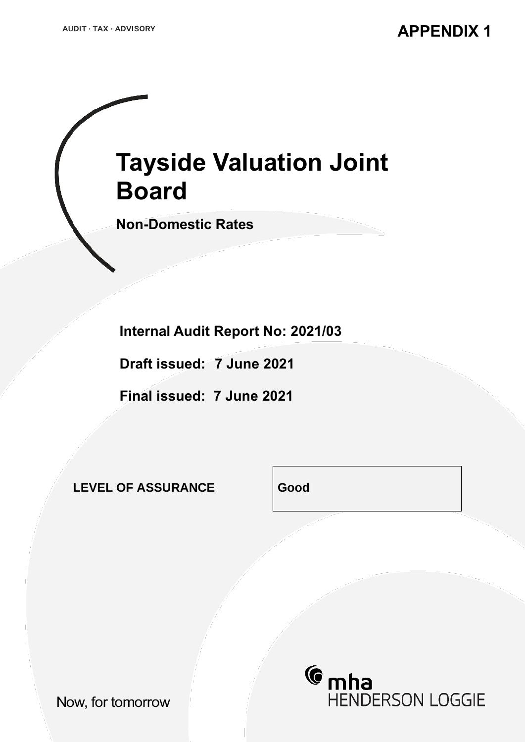AUDIT · TAX · ADVISORY

**APPENDIX 1**

# Tayside Valuation Joint Board

**Non-Domestic Rates**

**Internal Audit Report No: 2021/03**

**Draft issued: 7 June 2021**

**Final issued: 7 June 2021**

| LEVEL OF ASSURANCE | Good |
| --- | --- |

mha HENDERSON LOGGIE

Now, for tomorrow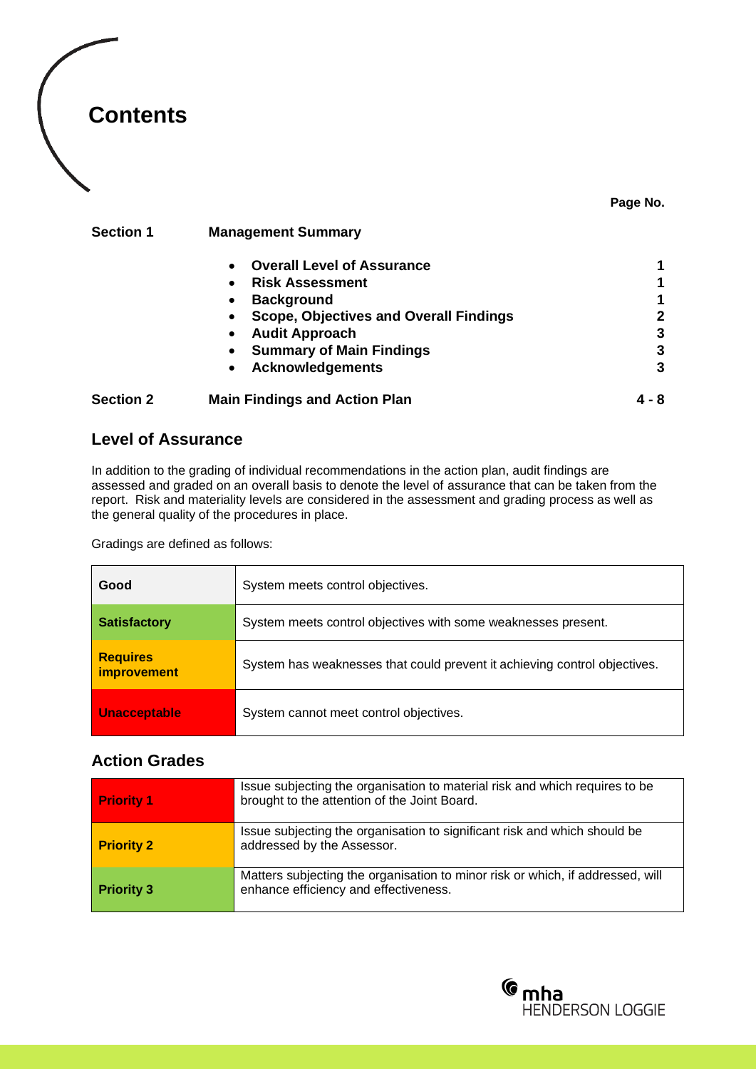# Contents

| | | Page No. |
|---|---|---|
| **Section 1** | **Management Summary** | |
| | • **Overall Level of Assurance** | **1** |
| | • **Risk Assessment** | **1** |
| | • **Background** | **1** |
| | • **Scope, Objectives and Overall Findings** | **2** |
| | • **Audit Approach** | **3** |
| | • **Summary of Main Findings** | **3** |
| | • **Acknowledgements** | **3** |
| **Section 2** | **Main Findings and Action Plan** | **4 - 8** |

## Level of Assurance

In addition to the grading of individual recommendations in the action plan, audit findings are assessed and graded on an overall basis to denote the level of assurance that can be taken from the report. Risk and materiality levels are considered in the assessment and grading process as well as the general quality of the procedures in place.

Gradings are defined as follows:

| Grading | Definition |
|---|---|
| **Good** | System meets control objectives. |
| **Satisfactory** | System meets control objectives with some weaknesses present. |
| **Requires improvement** | System has weaknesses that could prevent it achieving control objectives. |
| **Unacceptable** | System cannot meet control objectives. |

## Action Grades

| Grade | Definition |
|---|---|
| **Priority 1** | Issue subjecting the organisation to material risk and which requires to be brought to the attention of the Joint Board. |
| **Priority 2** | Issue subjecting the organisation to significant risk and which should be addressed by the Assessor. |
| **Priority 3** | Matters subjecting the organisation to minor risk or which, if addressed, will enhance efficiency and effectiveness. |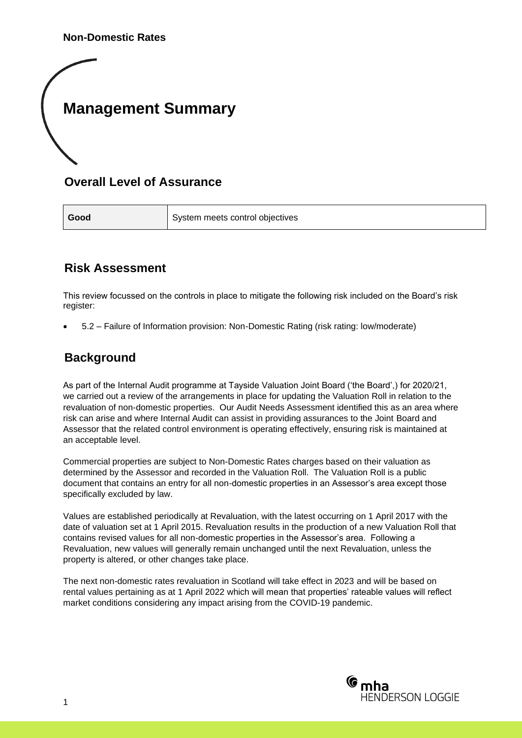# Management Summary

## Overall Level of Assurance

| Good | System meets control objectives |
|---|---|

## Risk Assessment

This review focussed on the controls in place to mitigate the following risk included on the Board's risk register:

- 5.2 – Failure of Information provision: Non-Domestic Rating (risk rating: low/moderate)

## Background

As part of the Internal Audit programme at Tayside Valuation Joint Board ('the Board',) for 2020/21, we carried out a review of the arrangements in place for updating the Valuation Roll in relation to the revaluation of non-domestic properties. Our Audit Needs Assessment identified this as an area where risk can arise and where Internal Audit can assist in providing assurances to the Joint Board and Assessor that the related control environment is operating effectively, ensuring risk is maintained at an acceptable level.

Commercial properties are subject to Non-Domestic Rates charges based on their valuation as determined by the Assessor and recorded in the Valuation Roll. The Valuation Roll is a public document that contains an entry for all non-domestic properties in an Assessor's area except those specifically excluded by law.

Values are established periodically at Revaluation, with the latest occurring on 1 April 2017 with the date of valuation set at 1 April 2015. Revaluation results in the production of a new Valuation Roll that contains revised values for all non-domestic properties in the Assessor's area. Following a Revaluation, new values will generally remain unchanged until the next Revaluation, unless the property is altered, or other changes take place.

The next non-domestic rates revaluation in Scotland will take effect in 2023 and will be based on rental values pertaining as at 1 April 2022 which will mean that properties' rateable values will reflect market conditions considering any impact arising from the COVID-19 pandemic.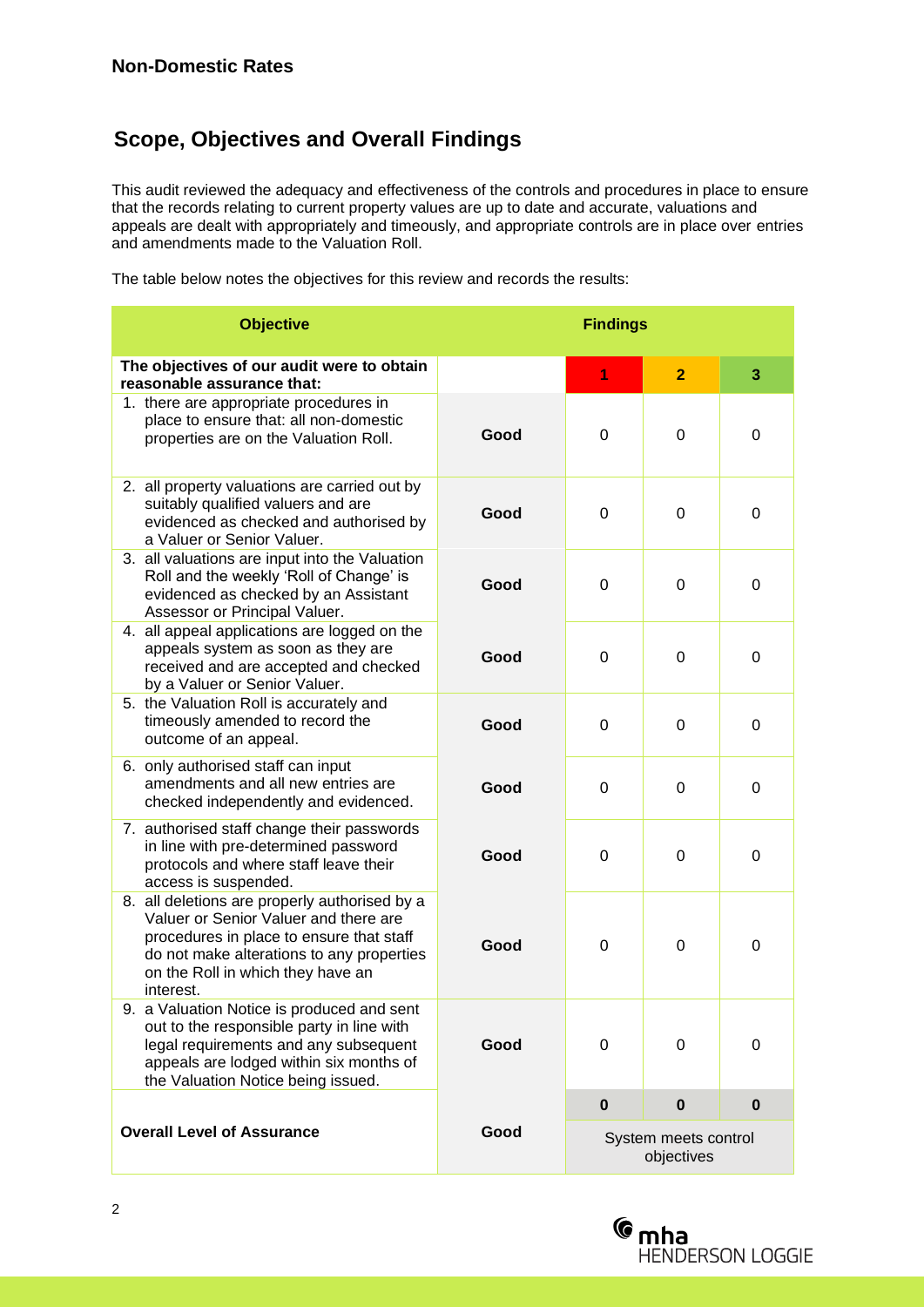## Non-Domestic Rates

## Scope, Objectives and Overall Findings

This audit reviewed the adequacy and effectiveness of the controls and procedures in place to ensure that the records relating to current property values are up to date and accurate, valuations and appeals are dealt with appropriately and timeously, and appropriate controls are in place over entries and amendments made to the Valuation Roll.

The table below notes the objectives for this review and records the results:

| Objective | Findings | | | |
|---|---|---|---|---|
| **The objectives of our audit were to obtain reasonable assurance that:** | | **1** | **2** | **3** |
| 1. there are appropriate procedures in place to ensure that: all non-domestic properties are on the Valuation Roll. | **Good** | 0 | 0 | 0 |
| 2. all property valuations are carried out by suitably qualified valuers and are evidenced as checked and authorised by a Valuer or Senior Valuer. | **Good** | 0 | 0 | 0 |
| 3. all valuations are input into the Valuation Roll and the weekly 'Roll of Change' is evidenced as checked by an Assistant Assessor or Principal Valuer. | **Good** | 0 | 0 | 0 |
| 4. all appeal applications are logged on the appeals system as soon as they are received and are accepted and checked by a Valuer or Senior Valuer. | **Good** | 0 | 0 | 0 |
| 5. the Valuation Roll is accurately and timeously amended to record the outcome of an appeal. | **Good** | 0 | 0 | 0 |
| 6. only authorised staff can input amendments and all new entries are checked independently and evidenced. | **Good** | 0 | 0 | 0 |
| 7. authorised staff change their passwords in line with pre-determined password protocols and where staff leave their access is suspended. | **Good** | 0 | 0 | 0 |
| 8. all deletions are properly authorised by a Valuer or Senior Valuer and there are procedures in place to ensure that staff do not make alterations to any properties on the Roll in which they have an interest. | **Good** | 0 | 0 | 0 |
| 9. a Valuation Notice is produced and sent out to the responsible party in line with legal requirements and any subsequent appeals are lodged within six months of the Valuation Notice being issued. | **Good** | 0 | 0 | 0 |
| **Overall Level of Assurance** | **Good** | **0** | **0** | **0** |
| | | System meets control objectives | | |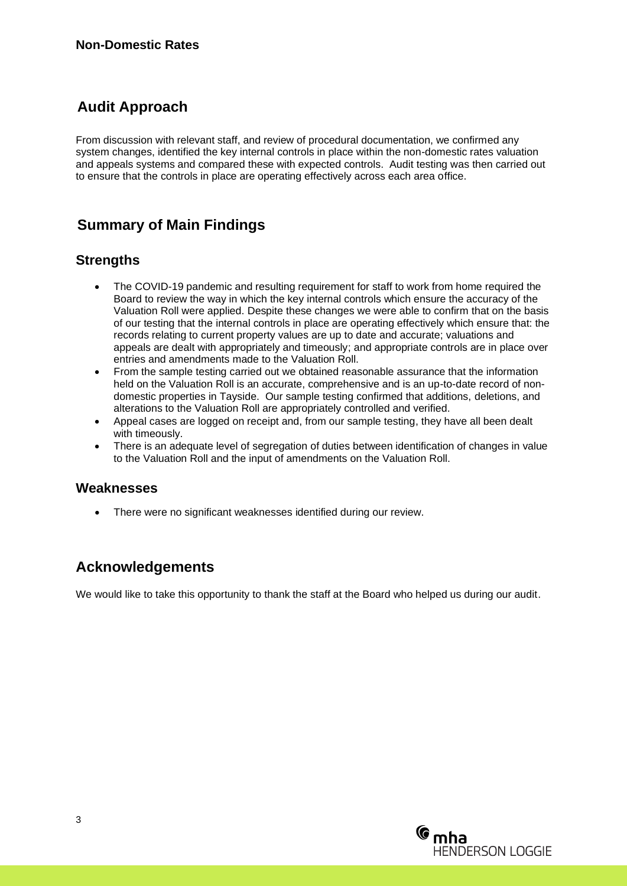## Audit Approach

From discussion with relevant staff, and review of procedural documentation, we confirmed any system changes, identified the key internal controls in place within the non-domestic rates valuation and appeals systems and compared these with expected controls. Audit testing was then carried out to ensure that the controls in place are operating effectively across each area office.

## Summary of Main Findings

### Strengths

- The COVID-19 pandemic and resulting requirement for staff to work from home required the Board to review the way in which the key internal controls which ensure the accuracy of the Valuation Roll were applied. Despite these changes we were able to confirm that on the basis of our testing that the internal controls in place are operating effectively which ensure that: the records relating to current property values are up to date and accurate; valuations and appeals are dealt with appropriately and timeously; and appropriate controls are in place over entries and amendments made to the Valuation Roll.
- From the sample testing carried out we obtained reasonable assurance that the information held on the Valuation Roll is an accurate, comprehensive and is an up-to-date record of non-domestic properties in Tayside. Our sample testing confirmed that additions, deletions, and alterations to the Valuation Roll are appropriately controlled and verified.
- Appeal cases are logged on receipt and, from our sample testing, they have all been dealt with timeously.
- There is an adequate level of segregation of duties between identification of changes in value to the Valuation Roll and the input of amendments on the Valuation Roll.

### Weaknesses

- There were no significant weaknesses identified during our review.

## Acknowledgements

We would like to take this opportunity to thank the staff at the Board who helped us during our audit.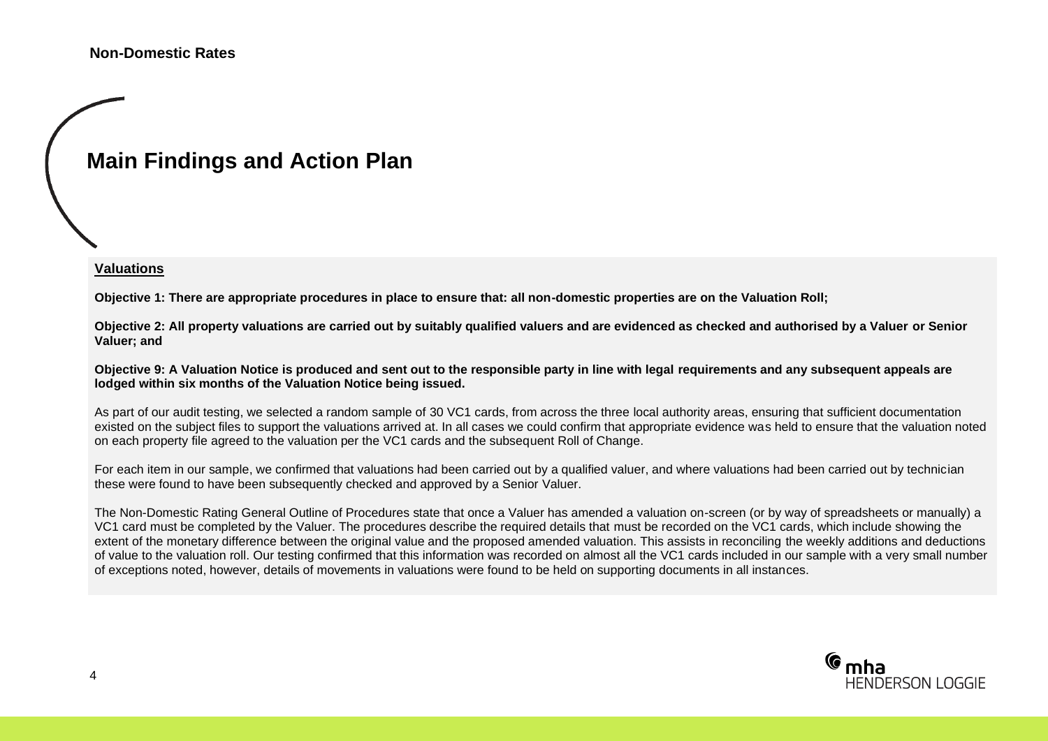# Main Findings and Action Plan

**Valuations**

**Objective 1: There are appropriate procedures in place to ensure that: all non-domestic properties are on the Valuation Roll;**

**Objective 2: All property valuations are carried out by suitably qualified valuers and are evidenced as checked and authorised by a Valuer or Senior Valuer; and**

**Objective 9: A Valuation Notice is produced and sent out to the responsible party in line with legal requirements and any subsequent appeals are lodged within six months of the Valuation Notice being issued.**

As part of our audit testing, we selected a random sample of 30 VC1 cards, from across the three local authority areas, ensuring that sufficient documentation existed on the subject files to support the valuations arrived at. In all cases we could confirm that appropriate evidence was held to ensure that the valuation noted on each property file agreed to the valuation per the VC1 cards and the subsequent Roll of Change.

For each item in our sample, we confirmed that valuations had been carried out by a qualified valuer, and where valuations had been carried out by technician these were found to have been subsequently checked and approved by a Senior Valuer.

The Non-Domestic Rating General Outline of Procedures state that once a Valuer has amended a valuation on-screen (or by way of spreadsheets or manually) a VC1 card must be completed by the Valuer. The procedures describe the required details that must be recorded on the VC1 cards, which include showing the extent of the monetary difference between the original value and the proposed amended valuation. This assists in reconciling the weekly additions and deductions of value to the valuation roll. Our testing confirmed that this information was recorded on almost all the VC1 cards included in our sample with a very small number of exceptions noted, however, details of movements in valuations were found to be held on supporting documents in all instances.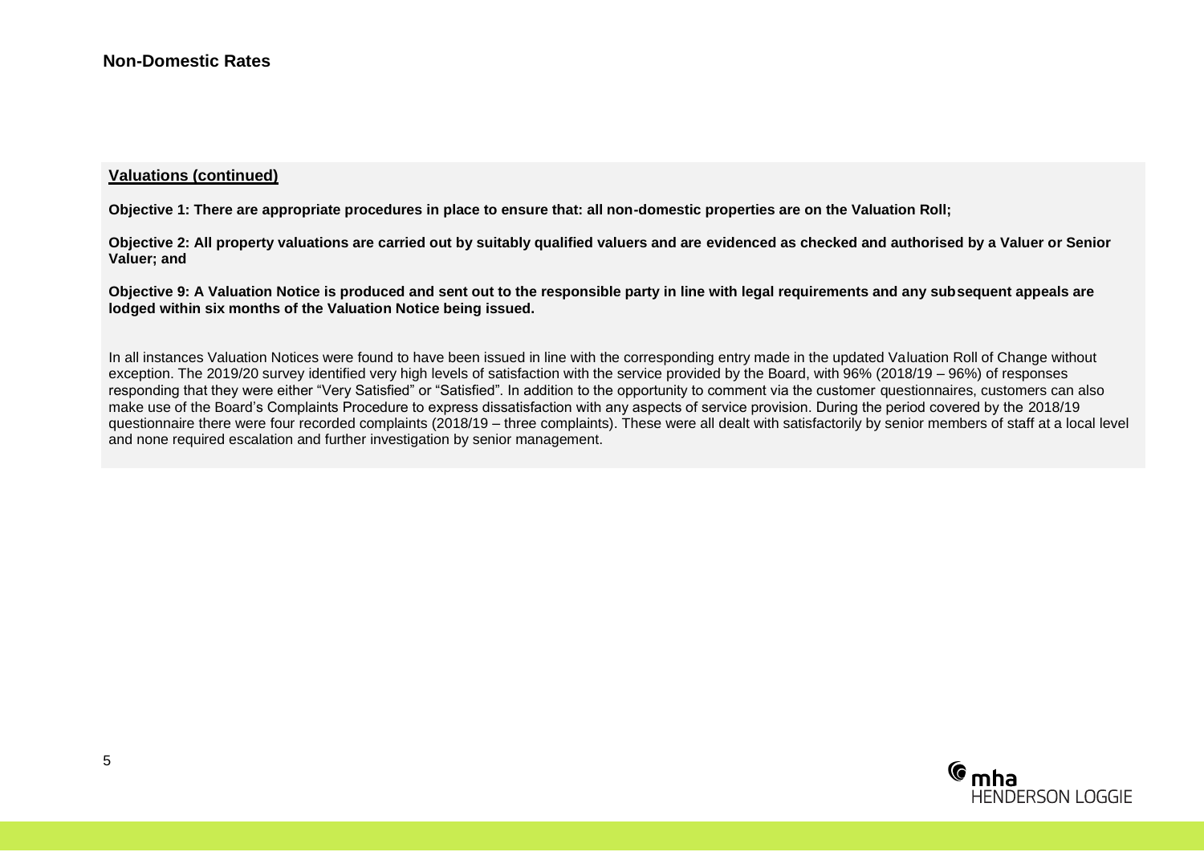## Non-Domestic Rates

**Valuations (continued)**

**Objective 1: There are appropriate procedures in place to ensure that: all non-domestic properties are on the Valuation Roll;**

**Objective 2: All property valuations are carried out by suitably qualified valuers and are evidenced as checked and authorised by a Valuer or Senior Valuer; and**

**Objective 9: A Valuation Notice is produced and sent out to the responsible party in line with legal requirements and any subsequent appeals are lodged within six months of the Valuation Notice being issued.**

In all instances Valuation Notices were found to have been issued in line with the corresponding entry made in the updated Valuation Roll of Change without exception. The 2019/20 survey identified very high levels of satisfaction with the service provided by the Board, with 96% (2018/19 – 96%) of responses responding that they were either "Very Satisfied" or "Satisfied". In addition to the opportunity to comment via the customer questionnaires, customers can also make use of the Board's Complaints Procedure to express dissatisfaction with any aspects of service provision. During the period covered by the 2018/19 questionnaire there were four recorded complaints (2018/19 – three complaints). These were all dealt with satisfactorily by senior members of staff at a local level and none required escalation and further investigation by senior management.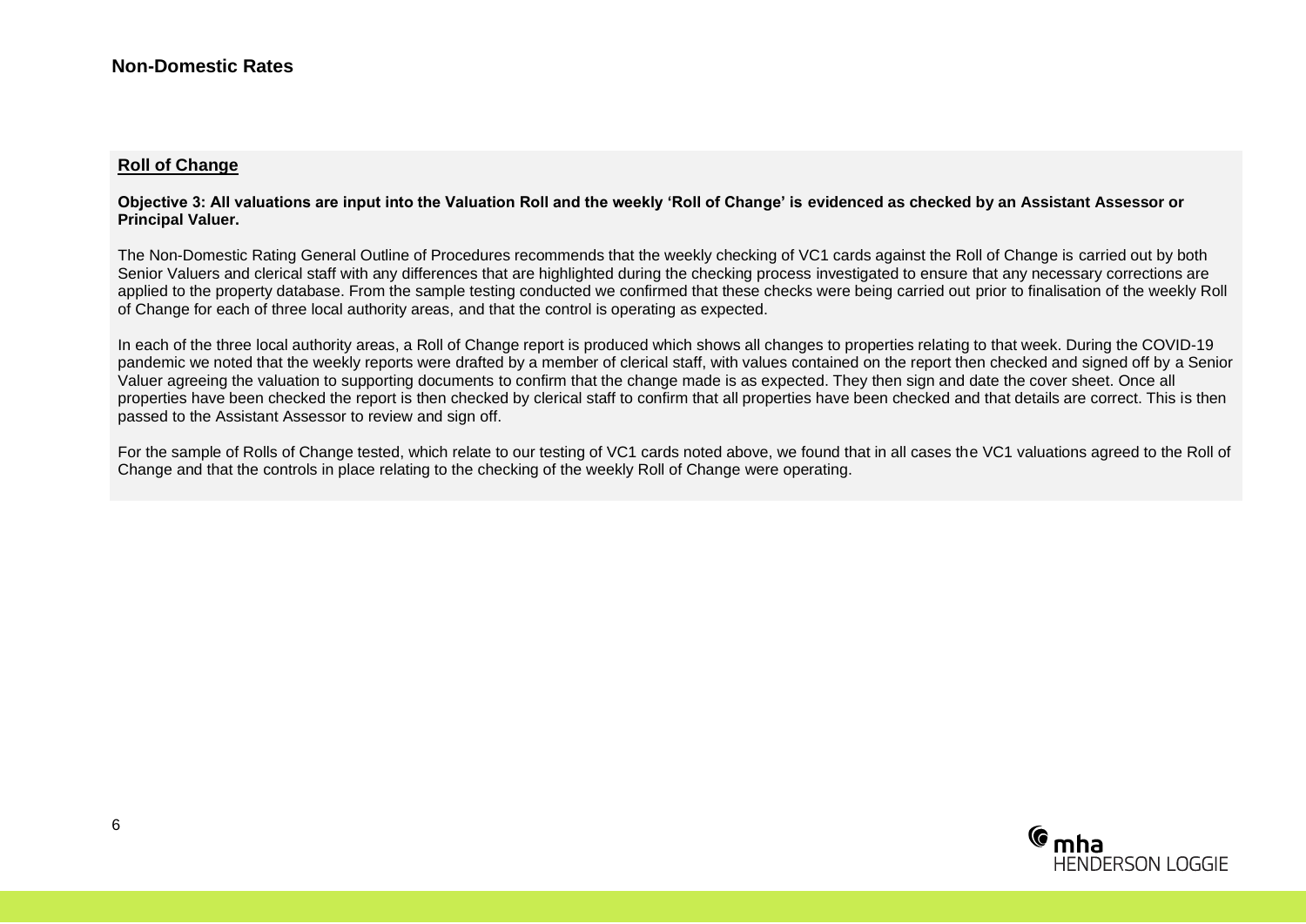## Non-Domestic Rates

### Roll of Change

**Objective 3: All valuations are input into the Valuation Roll and the weekly 'Roll of Change' is evidenced as checked by an Assistant Assessor or Principal Valuer.**

The Non-Domestic Rating General Outline of Procedures recommends that the weekly checking of VC1 cards against the Roll of Change is carried out by both Senior Valuers and clerical staff with any differences that are highlighted during the checking process investigated to ensure that any necessary corrections are applied to the property database. From the sample testing conducted we confirmed that these checks were being carried out prior to finalisation of the weekly Roll of Change for each of three local authority areas, and that the control is operating as expected.

In each of the three local authority areas, a Roll of Change report is produced which shows all changes to properties relating to that week. During the COVID-19 pandemic we noted that the weekly reports were drafted by a member of clerical staff, with values contained on the report then checked and signed off by a Senior Valuer agreeing the valuation to supporting documents to confirm that the change made is as expected. They then sign and date the cover sheet. Once all properties have been checked the report is then checked by clerical staff to confirm that all properties have been checked and that details are correct. This is then passed to the Assistant Assessor to review and sign off.

For the sample of Rolls of Change tested, which relate to our testing of VC1 cards noted above, we found that in all cases the VC1 valuations agreed to the Roll of Change and that the controls in place relating to the checking of the weekly Roll of Change were operating.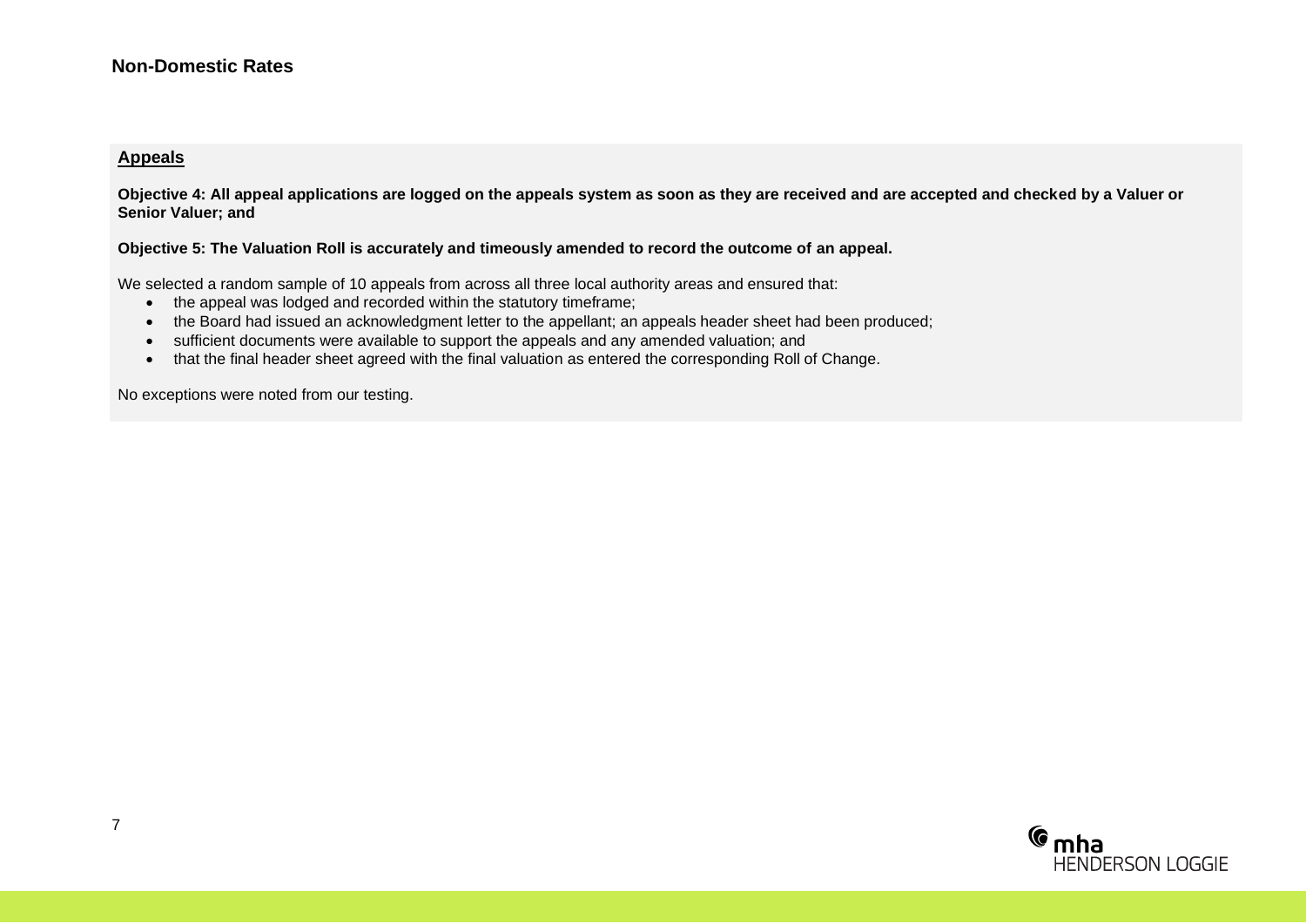## Non-Domestic Rates

### Appeals

**Objective 4: All appeal applications are logged on the appeals system as soon as they are received and are accepted and checked by a Valuer or Senior Valuer; and**

**Objective 5: The Valuation Roll is accurately and timeously amended to record the outcome of an appeal.**

We selected a random sample of 10 appeals from across all three local authority areas and ensured that:

- the appeal was lodged and recorded within the statutory timeframe;
- the Board had issued an acknowledgment letter to the appellant; an appeals header sheet had been produced;
- sufficient documents were available to support the appeals and any amended valuation; and
- that the final header sheet agreed with the final valuation as entered the corresponding Roll of Change.

No exceptions were noted from our testing.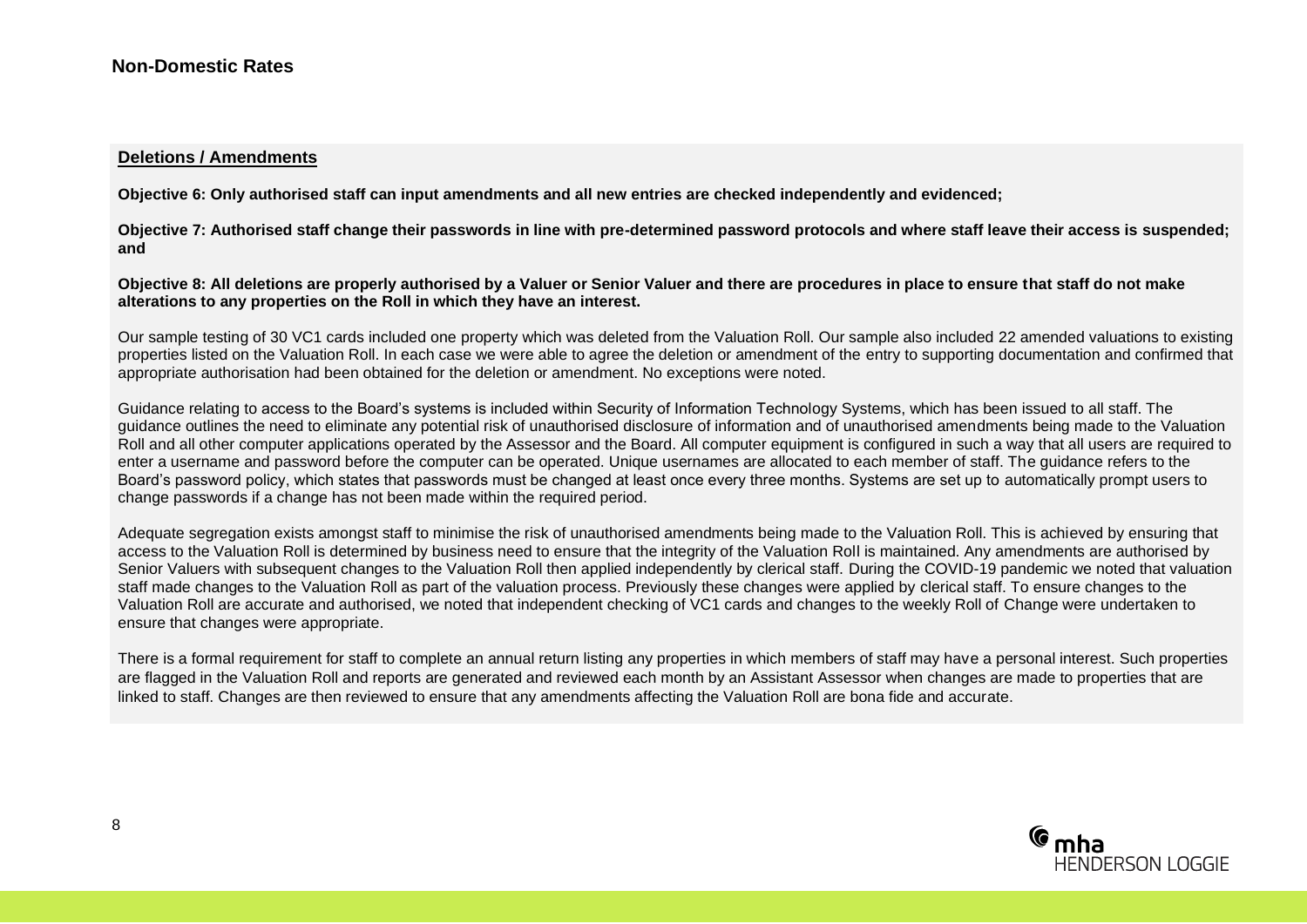## Non-Domestic Rates

### Deletions / Amendments

**Objective 6: Only authorised staff can input amendments and all new entries are checked independently and evidenced;**

**Objective 7: Authorised staff change their passwords in line with pre-determined password protocols and where staff leave their access is suspended; and**

**Objective 8: All deletions are properly authorised by a Valuer or Senior Valuer and there are procedures in place to ensure that staff do not make alterations to any properties on the Roll in which they have an interest.**

Our sample testing of 30 VC1 cards included one property which was deleted from the Valuation Roll. Our sample also included 22 amended valuations to existing properties listed on the Valuation Roll. In each case we were able to agree the deletion or amendment of the entry to supporting documentation and confirmed that appropriate authorisation had been obtained for the deletion or amendment. No exceptions were noted.

Guidance relating to access to the Board's systems is included within Security of Information Technology Systems, which has been issued to all staff. The guidance outlines the need to eliminate any potential risk of unauthorised disclosure of information and of unauthorised amendments being made to the Valuation Roll and all other computer applications operated by the Assessor and the Board. All computer equipment is configured in such a way that all users are required to enter a username and password before the computer can be operated. Unique usernames are allocated to each member of staff. The guidance refers to the Board's password policy, which states that passwords must be changed at least once every three months. Systems are set up to automatically prompt users to change passwords if a change has not been made within the required period.

Adequate segregation exists amongst staff to minimise the risk of unauthorised amendments being made to the Valuation Roll. This is achieved by ensuring that access to the Valuation Roll is determined by business need to ensure that the integrity of the Valuation Roll is maintained. Any amendments are authorised by Senior Valuers with subsequent changes to the Valuation Roll then applied independently by clerical staff. During the COVID-19 pandemic we noted that valuation staff made changes to the Valuation Roll as part of the valuation process. Previously these changes were applied by clerical staff. To ensure changes to the Valuation Roll are accurate and authorised, we noted that independent checking of VC1 cards and changes to the weekly Roll of Change were undertaken to ensure that changes were appropriate.

There is a formal requirement for staff to complete an annual return listing any properties in which members of staff may have a personal interest. Such properties are flagged in the Valuation Roll and reports are generated and reviewed each month by an Assistant Assessor when changes are made to properties that are linked to staff. Changes are then reviewed to ensure that any amendments affecting the Valuation Roll are bona fide and accurate.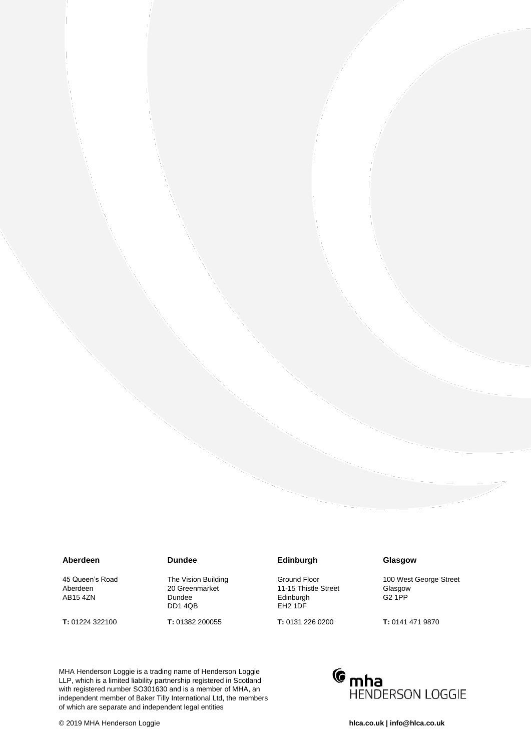| Aberdeen | Dundee | Edinburgh | Glasgow |
| --- | --- | --- | --- |
| 45 Queen's Road<br>Aberdeen<br>AB15 4ZN | The Vision Building<br>20 Greenmarket<br>Dundee<br>DD1 4QB | Ground Floor<br>11-15 Thistle Street<br>Edinburgh<br>EH2 1DF | 100 West George Street<br>Glasgow<br>G2 1PP |
| **T:** 01224 322100 | **T:** 01382 200055 | **T:** 0131 226 0200 | **T:** 0141 471 9870 |

MHA Henderson Loggie is a trading name of Henderson Loggie LLP, which is a limited liability partnership registered in Scotland with registered number SO301630 and is a member of MHA, an independent member of Baker Tilly International Ltd, the members of which are separate and independent legal entities

mha HENDERSON LOGGIE

© 2019 MHA Henderson Loggie

**hlca.co.uk | info@hlca.co.uk**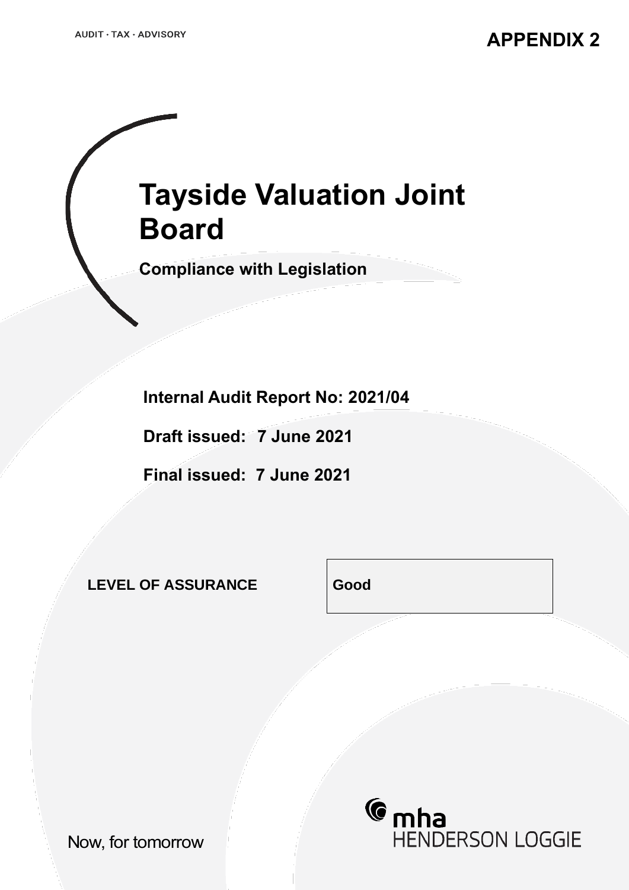AUDIT · TAX · ADVISORY

**APPENDIX 2**

# Tayside Valuation Joint Board

## Compliance with Legislation

**Internal Audit Report No: 2021/04**

**Draft issued: 7 June 2021**

**Final issued: 7 June 2021**

| LEVEL OF ASSURANCE | Good |
| --- | --- |

Now, for tomorrow

mha HENDERSON LOGGIE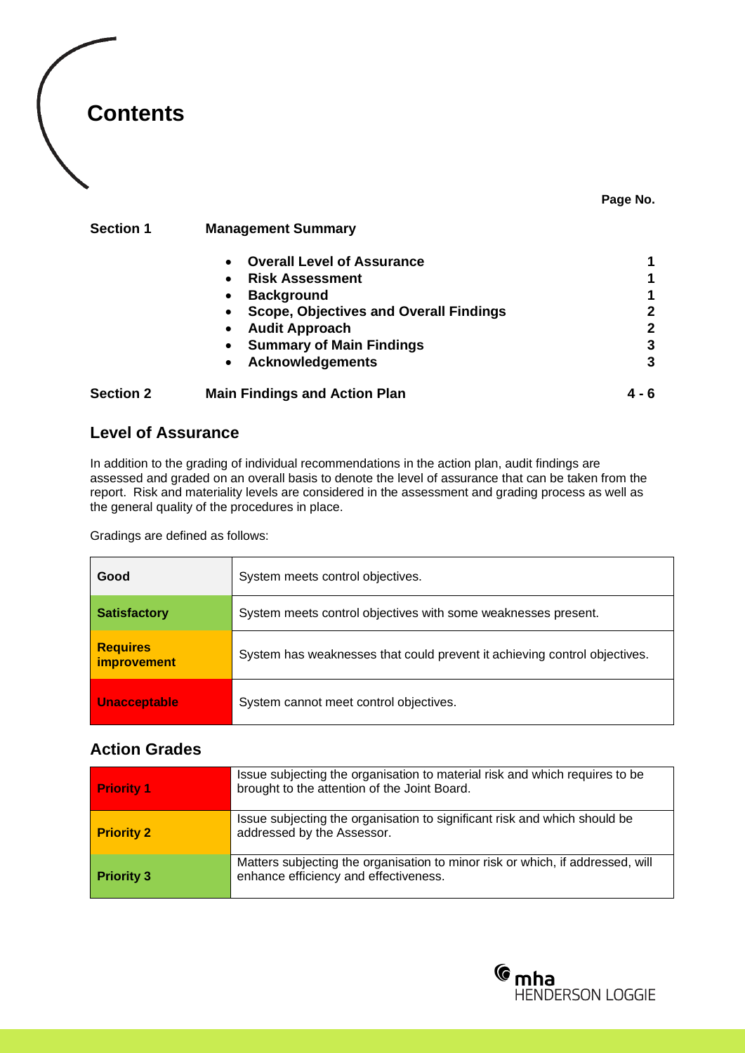# Contents

| | | Page No. |
|---|---|---|
| **Section 1** | **Management Summary** | |
| | • **Overall Level of Assurance** | **1** |
| | • **Risk Assessment** | **1** |
| | • **Background** | **1** |
| | • **Scope, Objectives and Overall Findings** | **2** |
| | • **Audit Approach** | **2** |
| | • **Summary of Main Findings** | **3** |
| | • **Acknowledgements** | **3** |
| **Section 2** | **Main Findings and Action Plan** | **4 - 6** |

## Level of Assurance

In addition to the grading of individual recommendations in the action plan, audit findings are assessed and graded on an overall basis to denote the level of assurance that can be taken from the report. Risk and materiality levels are considered in the assessment and grading process as well as the general quality of the procedures in place.

Gradings are defined as follows:

| Grading | Definition |
|---|---|
| **Good** | System meets control objectives. |
| **Satisfactory** | System meets control objectives with some weaknesses present. |
| **Requires improvement** | System has weaknesses that could prevent it achieving control objectives. |
| **Unacceptable** | System cannot meet control objectives. |

## Action Grades

| Grade | Definition |
|---|---|
| **Priority 1** | Issue subjecting the organisation to material risk and which requires to be brought to the attention of the Joint Board. |
| **Priority 2** | Issue subjecting the organisation to significant risk and which should be addressed by the Assessor. |
| **Priority 3** | Matters subjecting the organisation to minor risk or which, if addressed, will enhance efficiency and effectiveness. |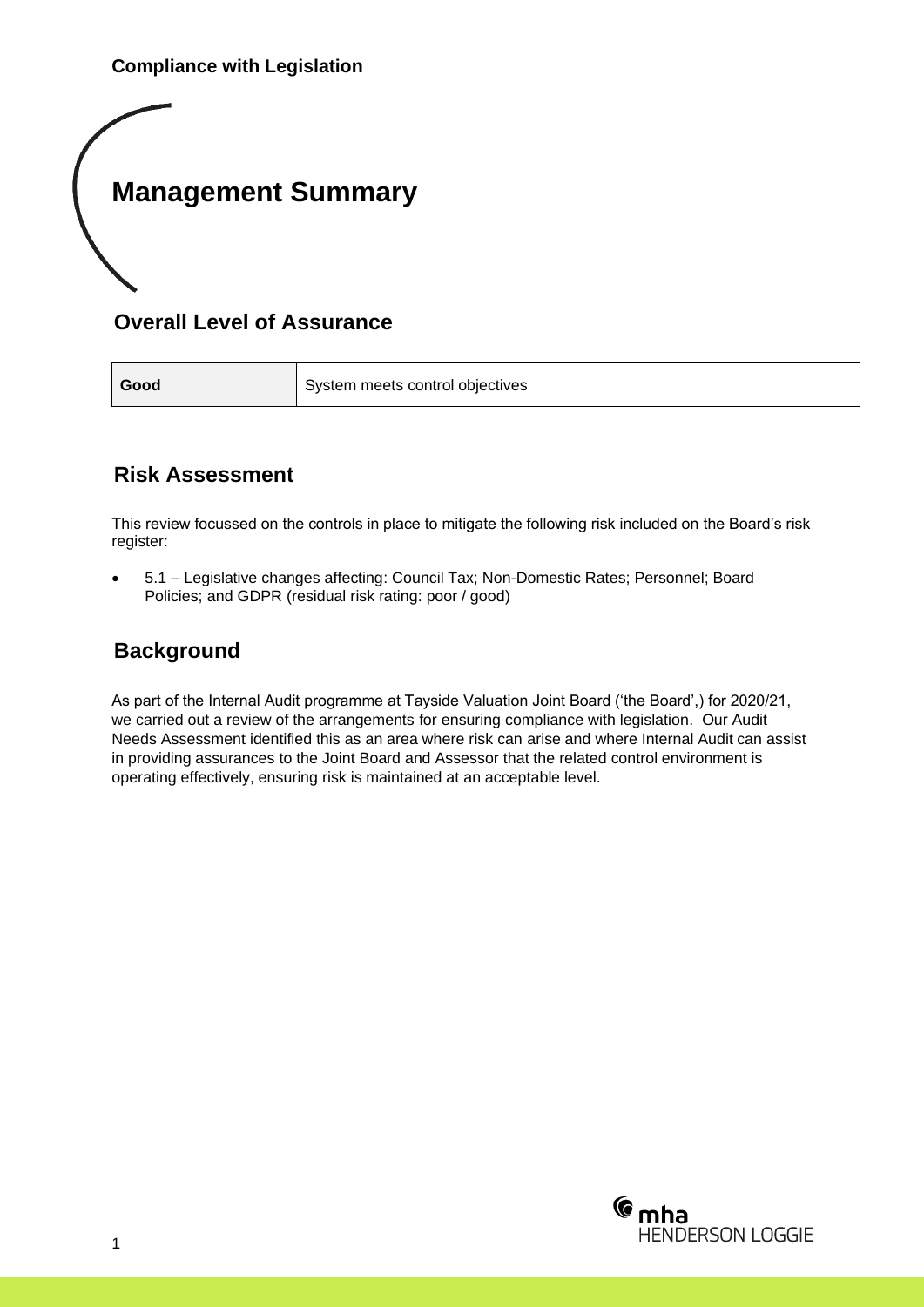**Compliance with Legislation**

# Management Summary

## Overall Level of Assurance

| Good | System meets control objectives |
|---|---|

## Risk Assessment

This review focussed on the controls in place to mitigate the following risk included on the Board's risk register:

- 5.1 – Legislative changes affecting: Council Tax; Non-Domestic Rates; Personnel; Board Policies; and GDPR (residual risk rating: poor / good)

## Background

As part of the Internal Audit programme at Tayside Valuation Joint Board ('the Board',) for 2020/21, we carried out a review of the arrangements for ensuring compliance with legislation. Our Audit Needs Assessment identified this as an area where risk can arise and where Internal Audit can assist in providing assurances to the Joint Board and Assessor that the related control environment is operating effectively, ensuring risk is maintained at an acceptable level.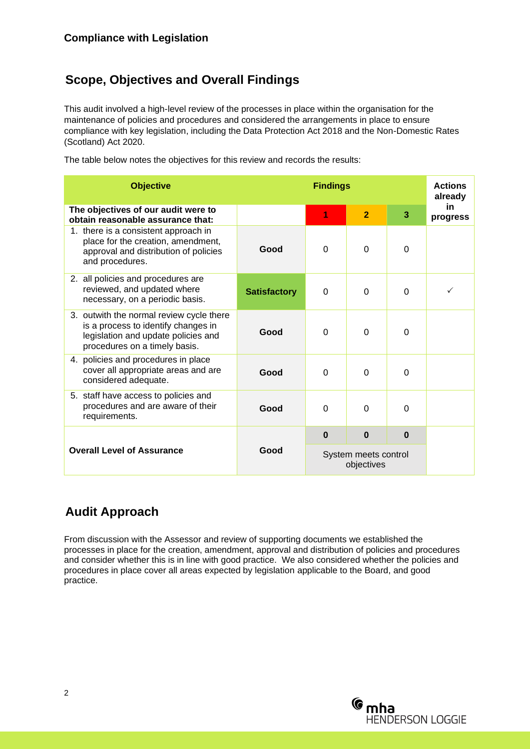**Compliance with Legislation**

## Scope, Objectives and Overall Findings

This audit involved a high-level review of the processes in place within the organisation for the maintenance of policies and procedures and considered the arrangements in place to ensure compliance with key legislation, including the Data Protection Act 2018 and the Non-Domestic Rates (Scotland) Act 2020.

The table below notes the objectives for this review and records the results:

| Objective | Findings | | | | Actions already in progress |
|---|---|---|---|---|---|
| **The objectives of our audit were to obtain reasonable assurance that:** | | **1** | **2** | **3** | |
| 1. there is a consistent approach in place for the creation, amendment, approval and distribution of policies and procedures. | **Good** | 0 | 0 | 0 | |
| 2. all policies and procedures are reviewed, and updated where necessary, on a periodic basis. | **Satisfactory** | 0 | 0 | 0 | ✓ |
| 3. outwith the normal review cycle there is a process to identify changes in legislation and update policies and procedures on a timely basis. | **Good** | 0 | 0 | 0 | |
| 4. policies and procedures in place cover all appropriate areas and are considered adequate. | **Good** | 0 | 0 | 0 | |
| 5. staff have access to policies and procedures and are aware of their requirements. | **Good** | 0 | 0 | 0 | |
| **Overall Level of Assurance** | **Good** | **0** | **0** | **0** | |
| | | System meets control objectives | | | |

## Audit Approach

From discussion with the Assessor and review of supporting documents we established the processes in place for the creation, amendment, approval and distribution of policies and procedures and consider whether this is in line with good practice. We also considered whether the policies and procedures in place cover all areas expected by legislation applicable to the Board, and good practice.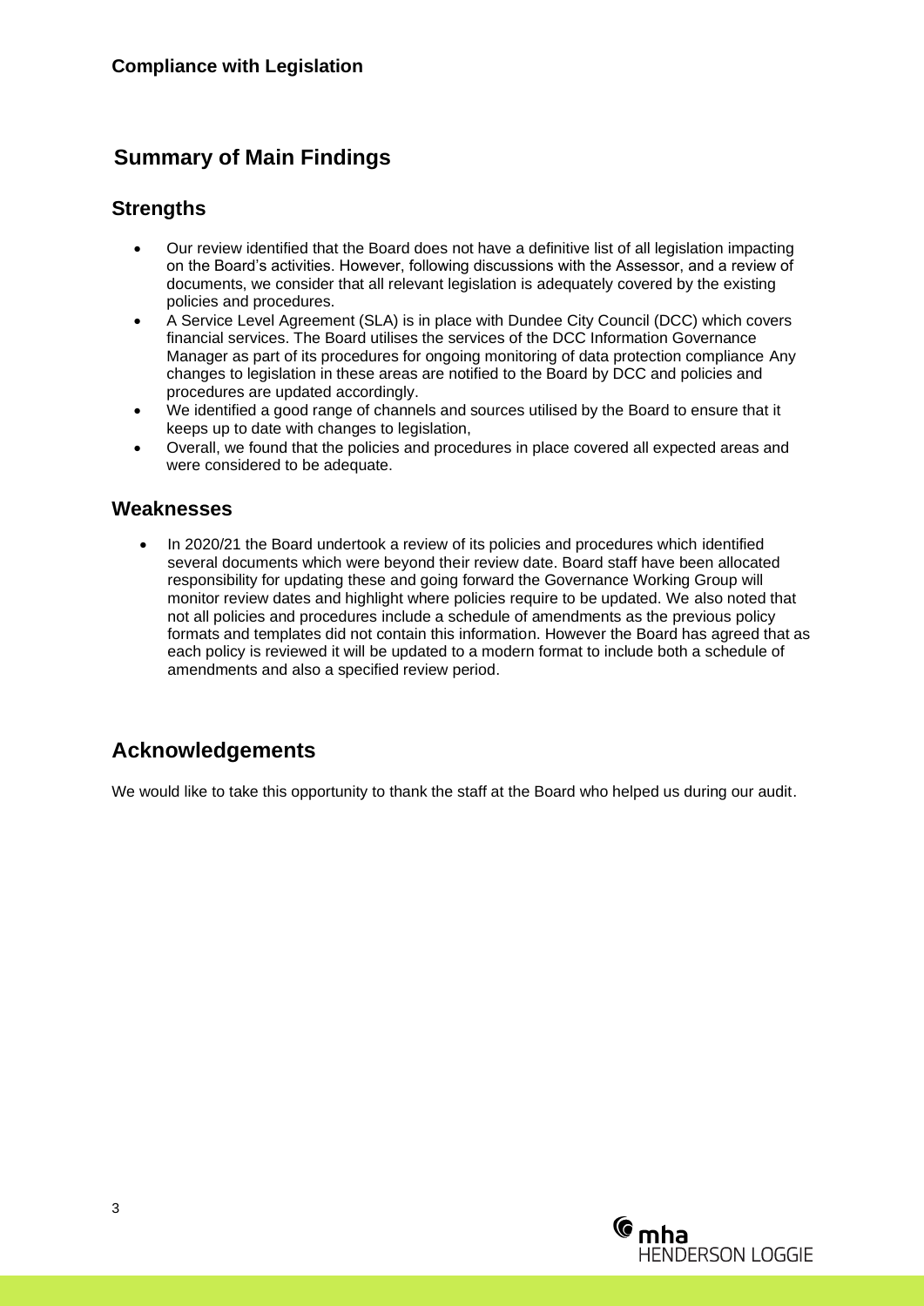## Summary of Main Findings

### Strengths

- Our review identified that the Board does not have a definitive list of all legislation impacting on the Board's activities. However, following discussions with the Assessor, and a review of documents, we consider that all relevant legislation is adequately covered by the existing policies and procedures.
- A Service Level Agreement (SLA) is in place with Dundee City Council (DCC) which covers financial services. The Board utilises the services of the DCC Information Governance Manager as part of its procedures for ongoing monitoring of data protection compliance Any changes to legislation in these areas are notified to the Board by DCC and policies and procedures are updated accordingly.
- We identified a good range of channels and sources utilised by the Board to ensure that it keeps up to date with changes to legislation,
- Overall, we found that the policies and procedures in place covered all expected areas and were considered to be adequate.

### Weaknesses

- In 2020/21 the Board undertook a review of its policies and procedures which identified several documents which were beyond their review date. Board staff have been allocated responsibility for updating these and going forward the Governance Working Group will monitor review dates and highlight where policies require to be updated. We also noted that not all policies and procedures include a schedule of amendments as the previous policy formats and templates did not contain this information. However the Board has agreed that as each policy is reviewed it will be updated to a modern format to include both a schedule of amendments and also a specified review period.

## Acknowledgements

We would like to take this opportunity to thank the staff at the Board who helped us during our audit.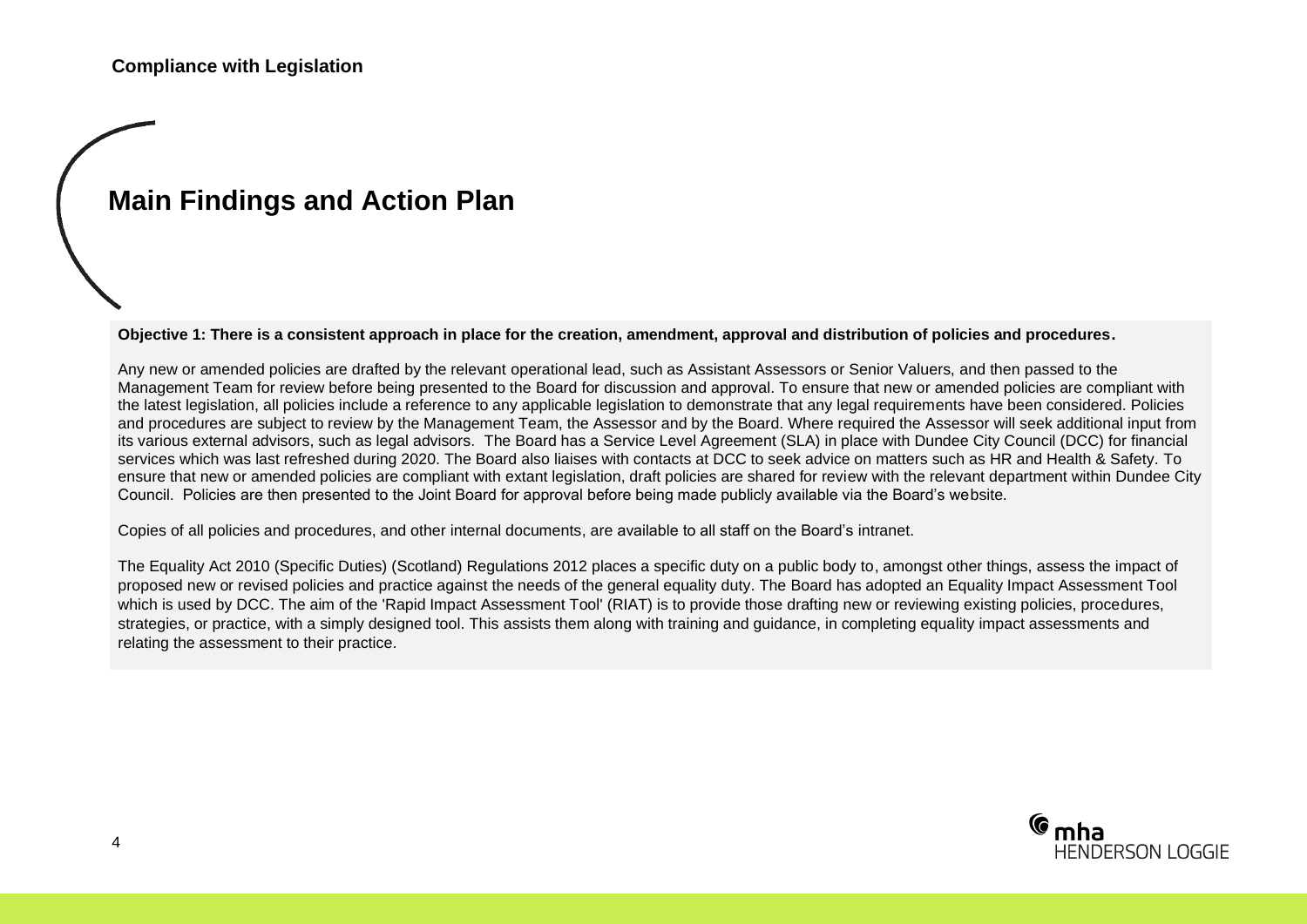## Compliance with Legislation

# Main Findings and Action Plan

**Objective 1: There is a consistent approach in place for the creation, amendment, approval and distribution of policies and procedures.**

Any new or amended policies are drafted by the relevant operational lead, such as Assistant Assessors or Senior Valuers, and then passed to the Management Team for review before being presented to the Board for discussion and approval. To ensure that new or amended policies are compliant with the latest legislation, all policies include a reference to any applicable legislation to demonstrate that any legal requirements have been considered. Policies and procedures are subject to review by the Management Team, the Assessor and by the Board. Where required the Assessor will seek additional input from its various external advisors, such as legal advisors. The Board has a Service Level Agreement (SLA) in place with Dundee City Council (DCC) for financial services which was last refreshed during 2020. The Board also liaises with contacts at DCC to seek advice on matters such as HR and Health & Safety. To ensure that new or amended policies are compliant with extant legislation, draft policies are shared for review with the relevant department within Dundee City Council. Policies are then presented to the Joint Board for approval before being made publicly available via the Board's website.

Copies of all policies and procedures, and other internal documents, are available to all staff on the Board's intranet.

The Equality Act 2010 (Specific Duties) (Scotland) Regulations 2012 places a specific duty on a public body to, amongst other things, assess the impact of proposed new or revised policies and practice against the needs of the general equality duty. The Board has adopted an Equality Impact Assessment Tool which is used by DCC. The aim of the 'Rapid Impact Assessment Tool' (RIAT) is to provide those drafting new or reviewing existing policies, procedures, strategies, or practice, with a simply designed tool. This assists them along with training and guidance, in completing equality impact assessments and relating the assessment to their practice.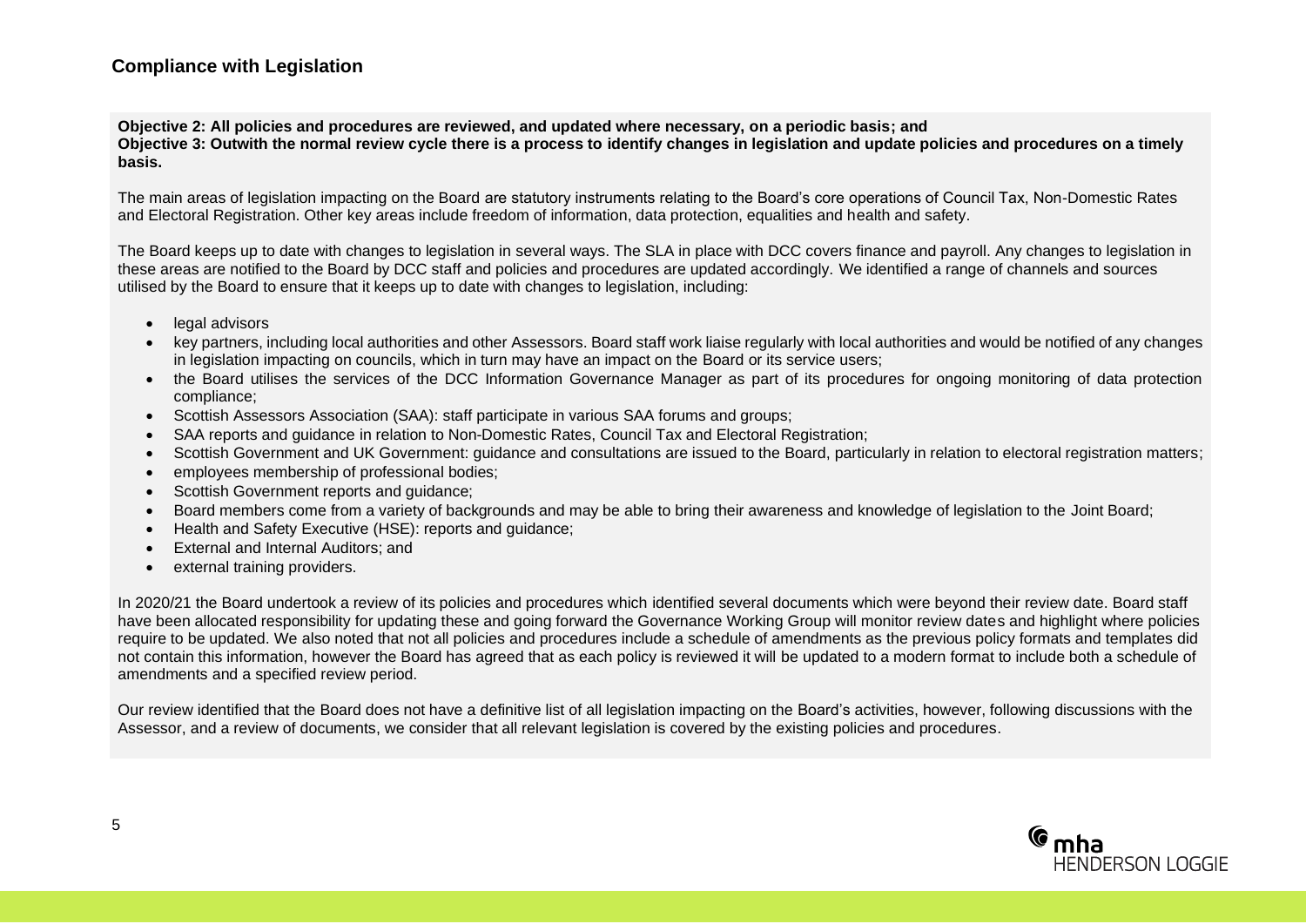## Compliance with Legislation

**Objective 2: All policies and procedures are reviewed, and updated where necessary, on a periodic basis; and**
**Objective 3: Outwith the normal review cycle there is a process to identify changes in legislation and update policies and procedures on a timely basis.**

The main areas of legislation impacting on the Board are statutory instruments relating to the Board's core operations of Council Tax, Non-Domestic Rates and Electoral Registration. Other key areas include freedom of information, data protection, equalities and health and safety.

The Board keeps up to date with changes to legislation in several ways. The SLA in place with DCC covers finance and payroll. Any changes to legislation in these areas are notified to the Board by DCC staff and policies and procedures are updated accordingly. We identified a range of channels and sources utilised by the Board to ensure that it keeps up to date with changes to legislation, including:

- legal advisors
- key partners, including local authorities and other Assessors. Board staff work liaise regularly with local authorities and would be notified of any changes in legislation impacting on councils, which in turn may have an impact on the Board or its service users;
- the Board utilises the services of the DCC Information Governance Manager as part of its procedures for ongoing monitoring of data protection compliance;
- Scottish Assessors Association (SAA): staff participate in various SAA forums and groups;
- SAA reports and guidance in relation to Non-Domestic Rates, Council Tax and Electoral Registration;
- Scottish Government and UK Government: guidance and consultations are issued to the Board, particularly in relation to electoral registration matters;
- employees membership of professional bodies;
- Scottish Government reports and guidance;
- Board members come from a variety of backgrounds and may be able to bring their awareness and knowledge of legislation to the Joint Board;
- Health and Safety Executive (HSE): reports and guidance;
- External and Internal Auditors; and
- external training providers.

In 2020/21 the Board undertook a review of its policies and procedures which identified several documents which were beyond their review date. Board staff have been allocated responsibility for updating these and going forward the Governance Working Group will monitor review dates and highlight where policies require to be updated. We also noted that not all policies and procedures include a schedule of amendments as the previous policy formats and templates did not contain this information, however the Board has agreed that as each policy is reviewed it will be updated to a modern format to include both a schedule of amendments and a specified review period.

Our review identified that the Board does not have a definitive list of all legislation impacting on the Board's activities, however, following discussions with the Assessor, and a review of documents, we consider that all relevant legislation is covered by the existing policies and procedures.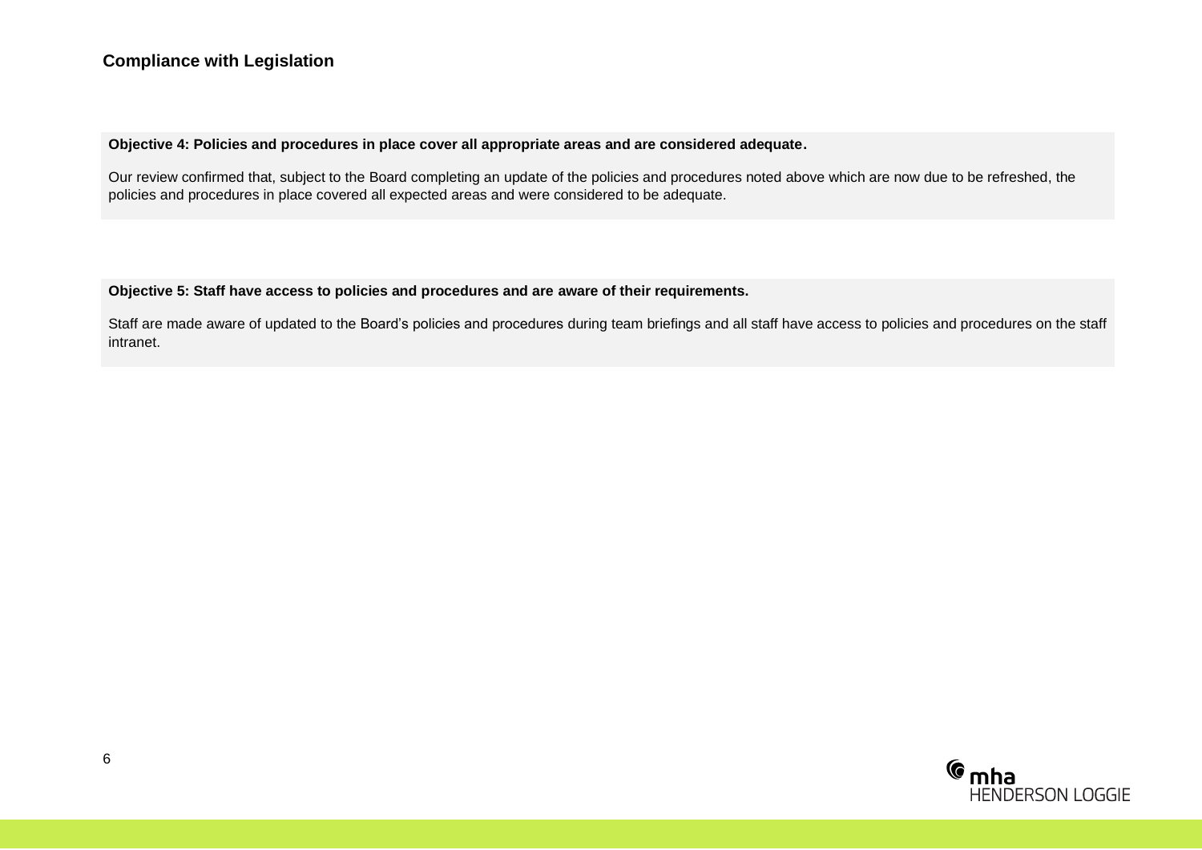## Compliance with Legislation

**Objective 4: Policies and procedures in place cover all appropriate areas and are considered adequate.**

Our review confirmed that, subject to the Board completing an update of the policies and procedures noted above which are now due to be refreshed, the policies and procedures in place covered all expected areas and were considered to be adequate.

**Objective 5: Staff have access to policies and procedures and are aware of their requirements.**

Staff are made aware of updated to the Board's policies and procedures during team briefings and all staff have access to policies and procedures on the staff intranet.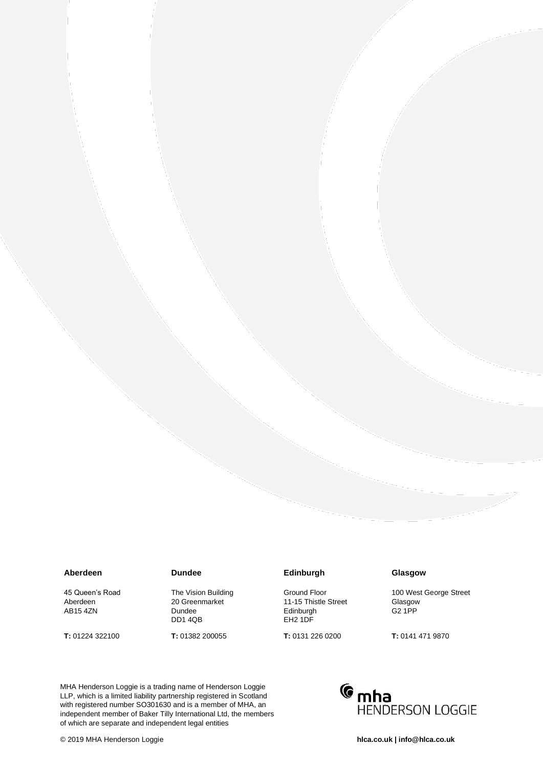| **Aberdeen** | **Dundee** | **Edinburgh** | **Glasgow** |
|---|---|---|---|
| 45 Queen's Road<br>Aberdeen<br>AB15 4ZN | The Vision Building<br>20 Greenmarket<br>Dundee<br>DD1 4QB | Ground Floor<br>11-15 Thistle Street<br>Edinburgh<br>EH2 1DF | 100 West George Street<br>Glasgow<br>G2 1PP |
| **T:** 01224 322100 | **T:** 01382 200055 | **T:** 0131 226 0200 | **T:** 0141 471 9870 |

MHA Henderson Loggie is a trading name of Henderson Loggie LLP, which is a limited liability partnership registered in Scotland with registered number SO301630 and is a member of MHA, an independent member of Baker Tilly International Ltd, the members of which are separate and independent legal entities

mha HENDERSON LOGGIE

© 2019 MHA Henderson Loggie

**hlca.co.uk | info@hlca.co.uk**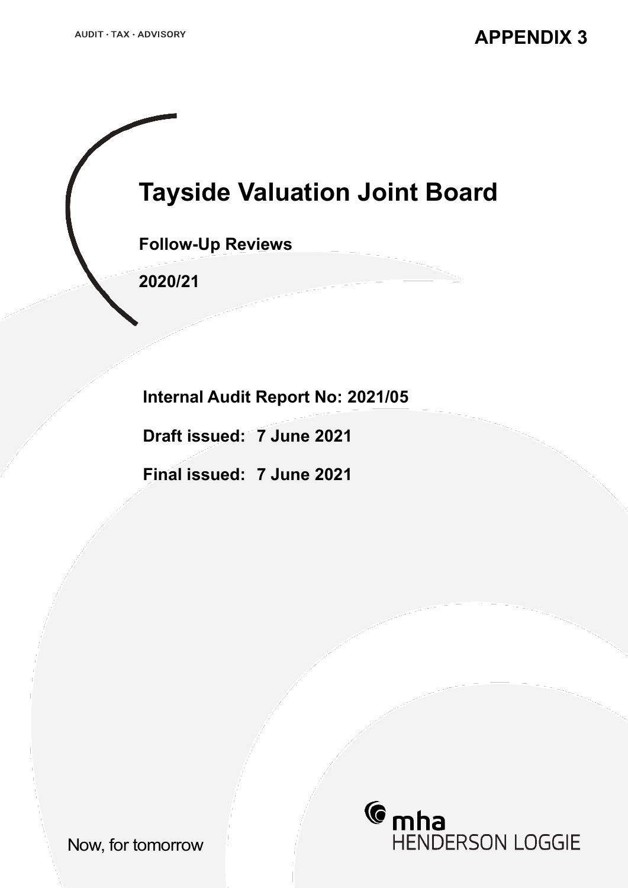AUDIT · TAX · ADVISORY

**APPENDIX 3**

# Tayside Valuation Joint Board

**Follow-Up Reviews**

**2020/21**

**Internal Audit Report No: 2021/05**

**Draft issued: 7 June 2021**

**Final issued: 7 June 2021**

Now, for tomorrow

mha HENDERSON LOGGIE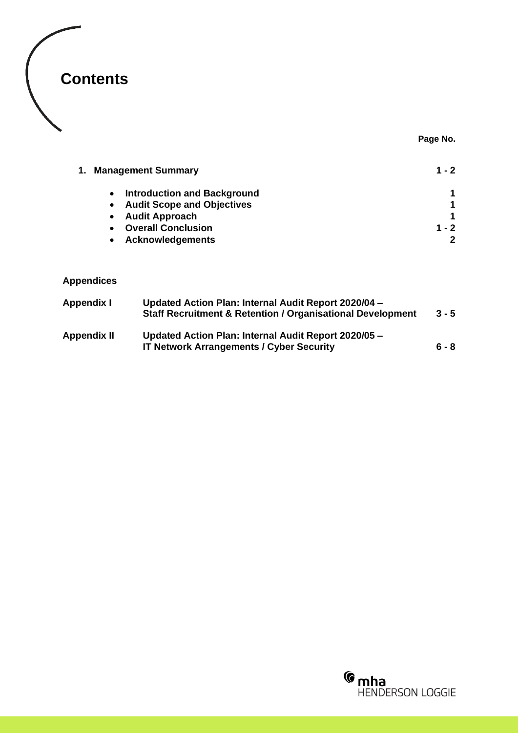# Contents

| | | Page No. |
|---|---|---|
| **1. Management Summary** | | **1 - 2** |
| | • **Introduction and Background** | **1** |
| | • **Audit Scope and Objectives** | **1** |
| | • **Audit Approach** | **1** |
| | • **Overall Conclusion** | **1 - 2** |
| | • **Acknowledgements** | **2** |

**Appendices**

| | | |
|---|---|---|
| **Appendix I** | **Updated Action Plan: Internal Audit Report 2020/04 – Staff Recruitment & Retention / Organisational Development** | **3 - 5** |
| **Appendix II** | **Updated Action Plan: Internal Audit Report 2020/05 – IT Network Arrangements / Cyber Security** | **6 - 8** |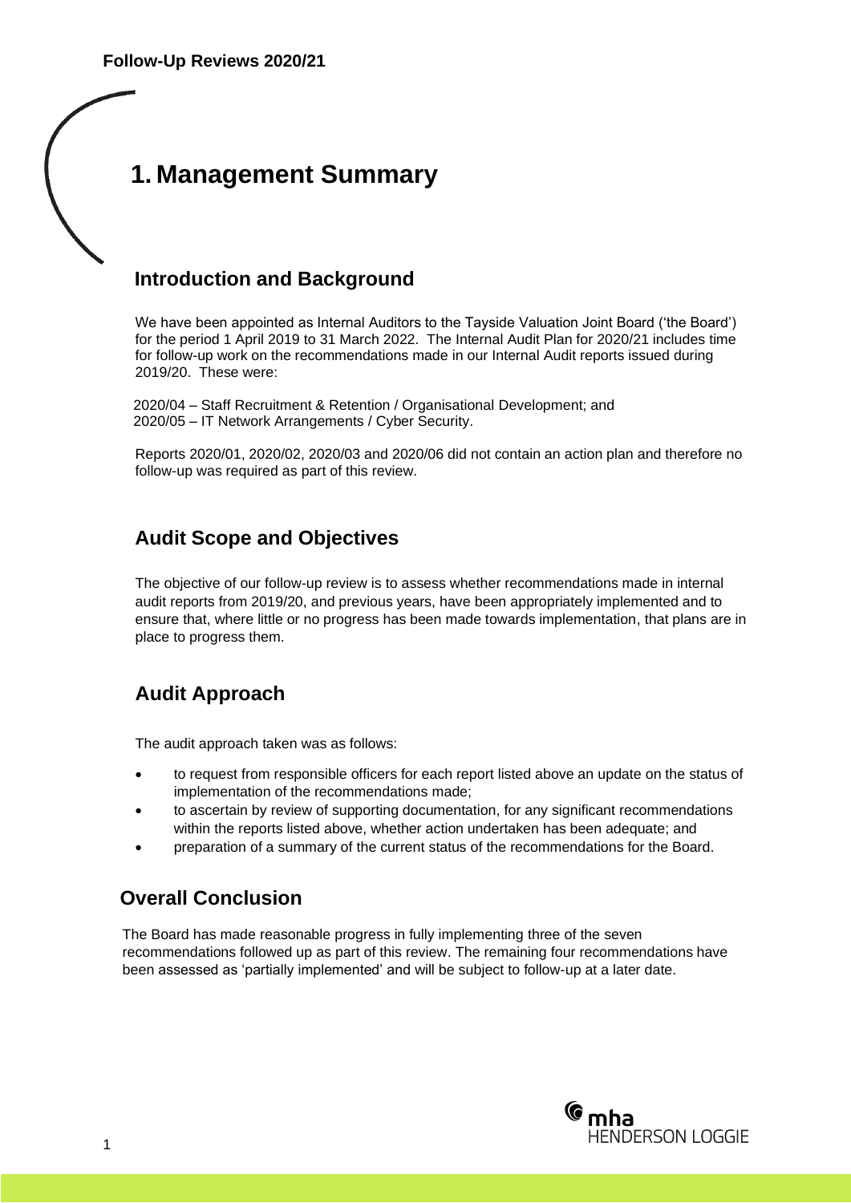# 1. Management Summary

## Introduction and Background

We have been appointed as Internal Auditors to the Tayside Valuation Joint Board ('the Board') for the period 1 April 2019 to 31 March 2022. The Internal Audit Plan for 2020/21 includes time for follow-up work on the recommendations made in our Internal Audit reports issued during 2019/20. These were:

2020/04 – Staff Recruitment & Retention / Organisational Development; and
2020/05 – IT Network Arrangements / Cyber Security.

Reports 2020/01, 2020/02, 2020/03 and 2020/06 did not contain an action plan and therefore no follow-up was required as part of this review.

## Audit Scope and Objectives

The objective of our follow-up review is to assess whether recommendations made in internal audit reports from 2019/20, and previous years, have been appropriately implemented and to ensure that, where little or no progress has been made towards implementation, that plans are in place to progress them.

## Audit Approach

The audit approach taken was as follows:

- to request from responsible officers for each report listed above an update on the status of implementation of the recommendations made;
- to ascertain by review of supporting documentation, for any significant recommendations within the reports listed above, whether action undertaken has been adequate; and
- preparation of a summary of the current status of the recommendations for the Board.

## Overall Conclusion

The Board has made reasonable progress in fully implementing three of the seven recommendations followed up as part of this review. The remaining four recommendations have been assessed as 'partially implemented' and will be subject to follow-up at a later date.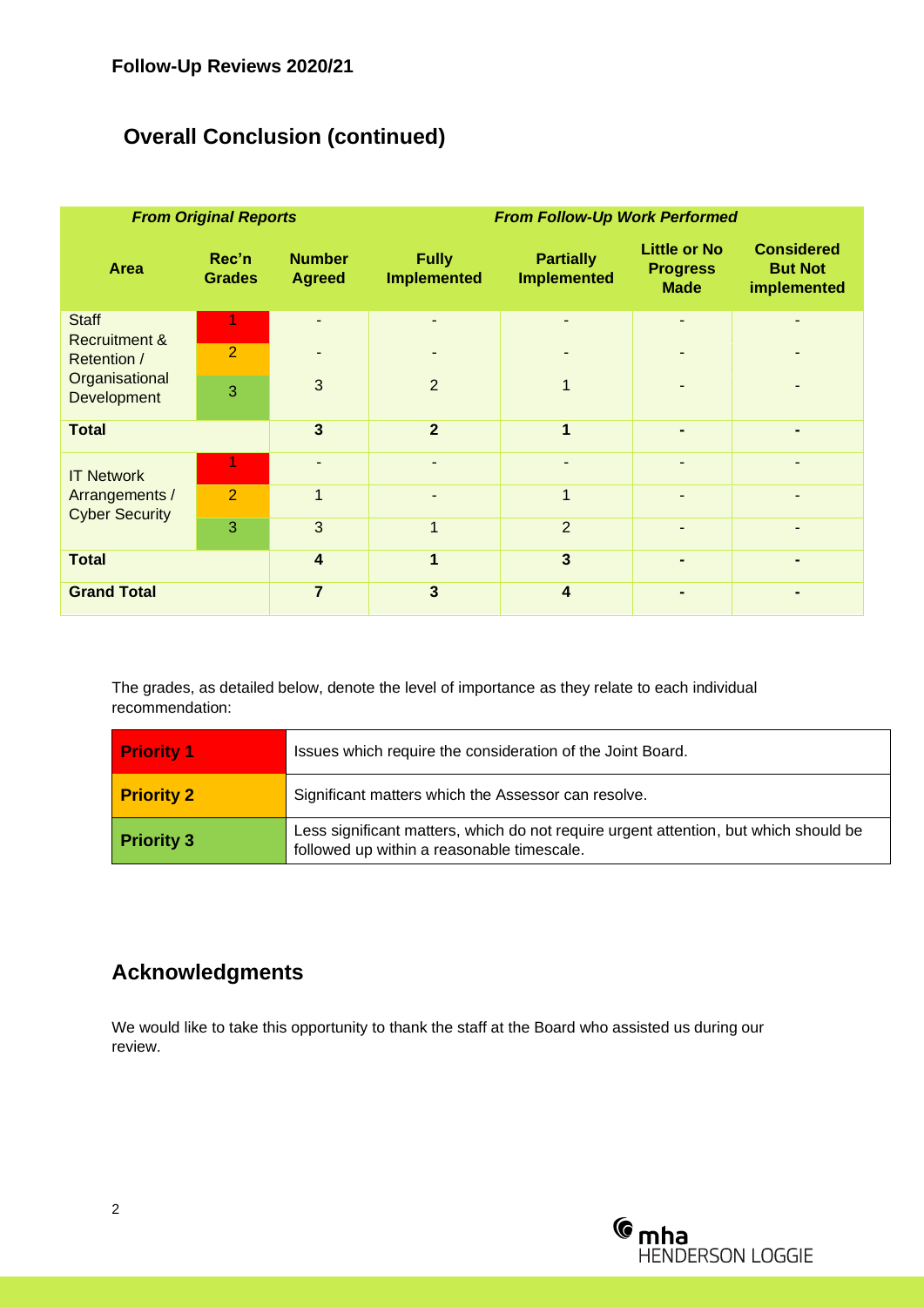## Follow-Up Reviews 2020/21

## Overall Conclusion (continued)

| *From Original Reports* | | | *From Follow-Up Work Performed* | | | |
|---|---|---|---|---|---|---|
| **Area** | **Rec'n Grades** | **Number Agreed** | **Fully Implemented** | **Partially Implemented** | **Little or No Progress Made** | **Considered But Not implemented** |
| Staff Recruitment & Retention / Organisational Development | 1 | - | - | - | - | - |
| | 2 | - | - | - | - | - |
| | 3 | 3 | 2 | 1 | - | - |
| **Total** | | **3** | **2** | **1** | **-** | **-** |
| IT Network Arrangements / Cyber Security | 1 | - | - | - | - | - |
| | 2 | 1 | - | 1 | - | - |
| | 3 | 3 | 1 | 2 | - | - |
| **Total** | | **4** | **1** | **3** | **-** | **-** |
| **Grand Total** | | **7** | **3** | **4** | **-** | **-** |

The grades, as detailed below, denote the level of importance as they relate to each individual recommendation:

| | |
|---|---|
| **Priority 1** | Issues which require the consideration of the Joint Board. |
| **Priority 2** | Significant matters which the Assessor can resolve. |
| **Priority 3** | Less significant matters, which do not require urgent attention, but which should be followed up within a reasonable timescale. |

## Acknowledgments

We would like to take this opportunity to thank the staff at the Board who assisted us during our review.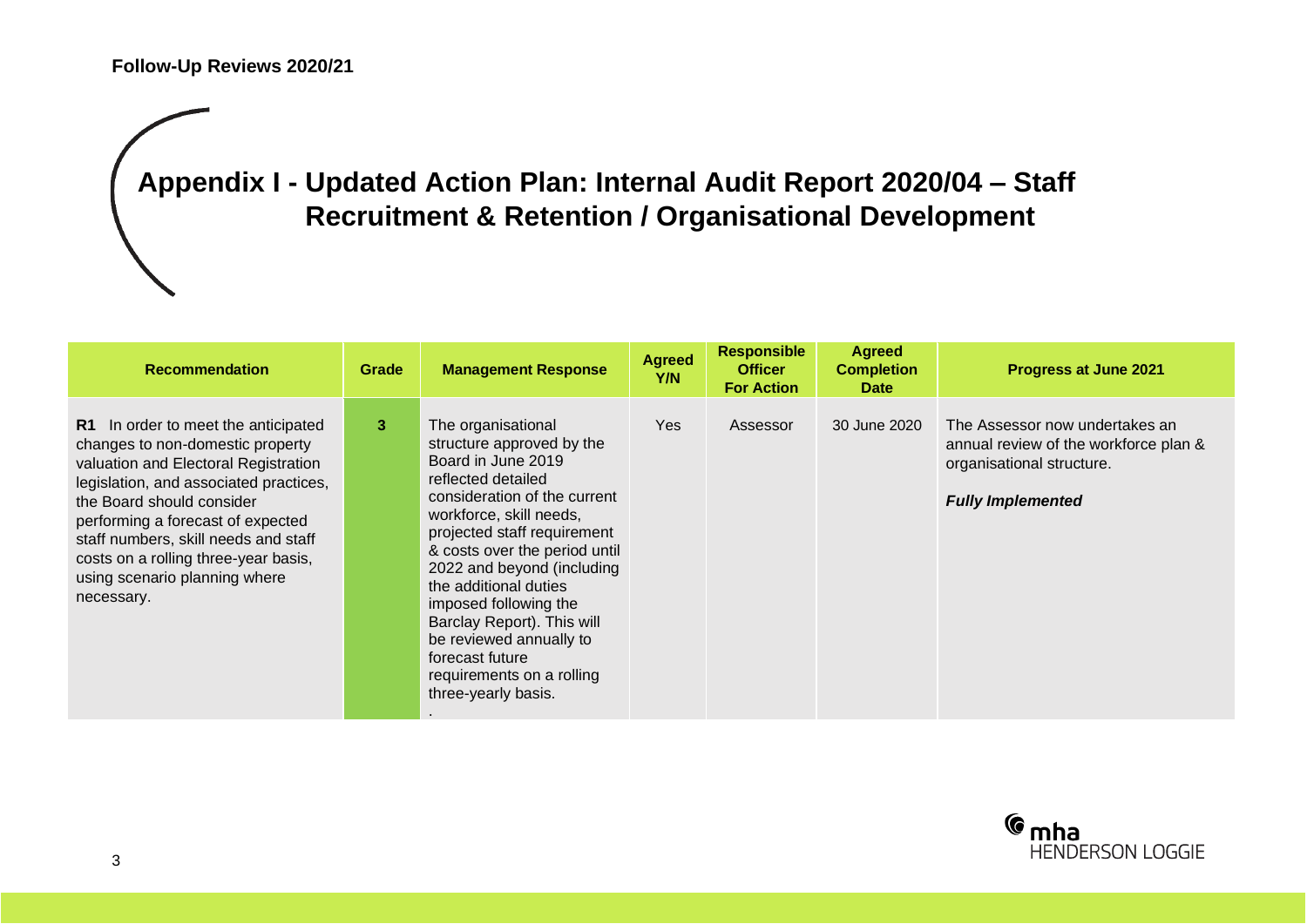# Appendix I - Updated Action Plan: Internal Audit Report 2020/04 – Staff Recruitment & Retention / Organisational Development

| Recommendation | Grade | Management Response | Agreed Y/N | Responsible Officer For Action | Agreed Completion Date | Progress at June 2021 |
|---|---|---|---|---|---|---|
| **R1** In order to meet the anticipated changes to non-domestic property valuation and Electoral Registration legislation, and associated practices, the Board should consider performing a forecast of expected staff numbers, skill needs and staff costs on a rolling three-year basis, using scenario planning where necessary. | 3 | The organisational structure approved by the Board in June 2019 reflected detailed consideration of the current workforce, skill needs, projected staff requirement & costs over the period until 2022 and beyond (including the additional duties imposed following the Barclay Report). This will be reviewed annually to forecast future requirements on a rolling three-yearly basis. . | Yes | Assessor | 30 June 2020 | The Assessor now undertakes an annual review of the workforce plan & organisational structure. ***Fully Implemented*** |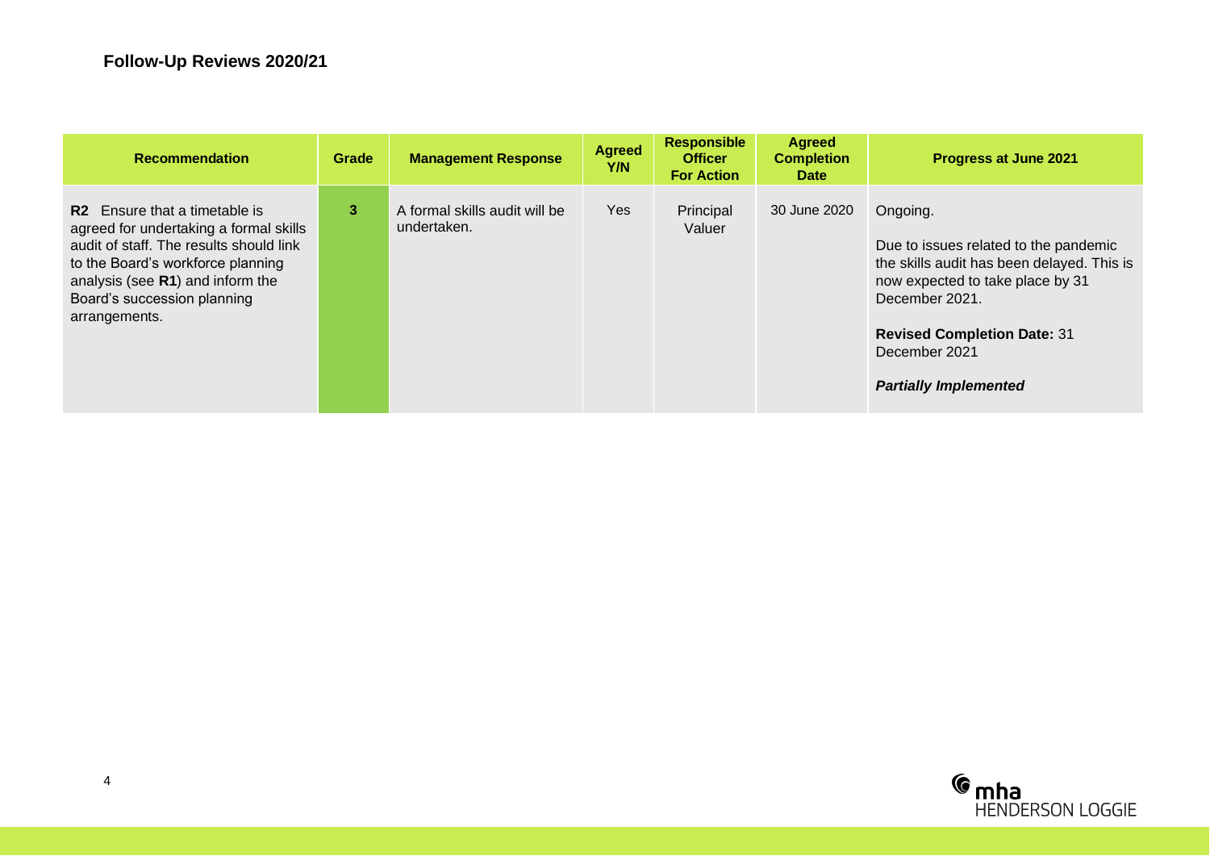## Follow-Up Reviews 2020/21

| Recommendation | Grade | Management Response | Agreed Y/N | Responsible Officer For Action | Agreed Completion Date | Progress at June 2021 |
|---|---|---|---|---|---|---|
| **R2** Ensure that a timetable is agreed for undertaking a formal skills audit of staff. The results should link to the Board's workforce planning analysis (see **R1**) and inform the Board's succession planning arrangements. | 3 | A formal skills audit will be undertaken. | Yes | Principal Valuer | 30 June 2020 | Ongoing.<br><br>Due to issues related to the pandemic the skills audit has been delayed. This is now expected to take place by 31 December 2021.<br><br>**Revised Completion Date:** 31 December 2021<br><br>***Partially Implemented*** |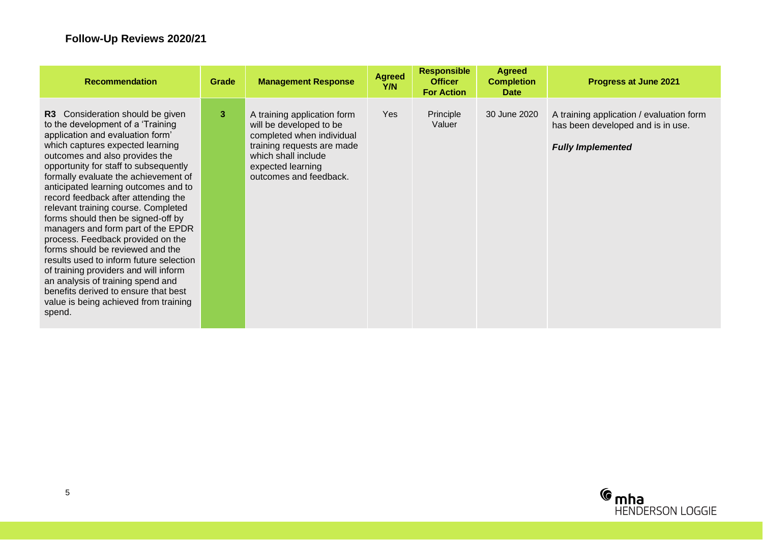## Follow-Up Reviews 2020/21

| Recommendation | Grade | Management Response | Agreed Y/N | Responsible Officer For Action | Agreed Completion Date | Progress at June 2021 |
|---|---|---|---|---|---|---|
| **R3** Consideration should be given to the development of a 'Training application and evaluation form' which captures expected learning outcomes and also provides the opportunity for staff to subsequently formally evaluate the achievement of anticipated learning outcomes and to record feedback after attending the relevant training course. Completed forms should then be signed-off by managers and form part of the EPDR process. Feedback provided on the forms should be reviewed and the results used to inform future selection of training providers and will inform an analysis of training spend and benefits derived to ensure that best value is being achieved from training spend. | 3 | A training application form will be developed to be completed when individual training requests are made which shall include expected learning outcomes and feedback. | Yes | Principle Valuer | 30 June 2020 | A training application / evaluation form has been developed and is in use. ***Fully Implemented*** |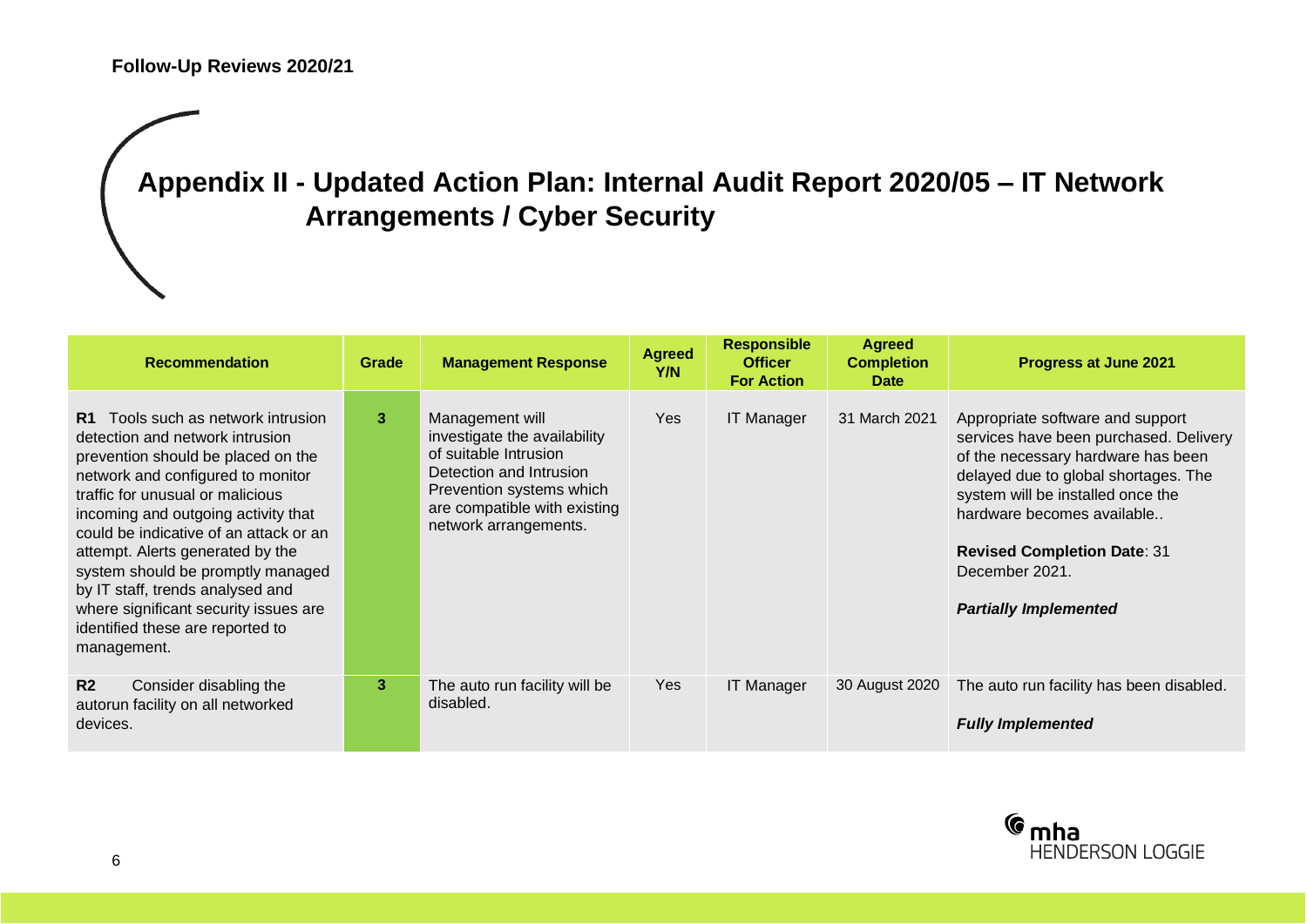## Appendix II - Updated Action Plan: Internal Audit Report 2020/05 – IT Network Arrangements / Cyber Security

| Recommendation | Grade | Management Response | Agreed Y/N | Responsible Officer For Action | Agreed Completion Date | Progress at June 2021 |
|---|---|---|---|---|---|---|
| **R1** Tools such as network intrusion detection and network intrusion prevention should be placed on the network and configured to monitor traffic for unusual or malicious incoming and outgoing activity that could be indicative of an attack or an attempt. Alerts generated by the system should be promptly managed by IT staff, trends analysed and where significant security issues are identified these are reported to management. | 3 | Management will investigate the availability of suitable Intrusion Detection and Intrusion Prevention systems which are compatible with existing network arrangements. | Yes | IT Manager | 31 March 2021 | Appropriate software and support services have been purchased. Delivery of the necessary hardware has been delayed due to global shortages. The system will be installed once the hardware becomes available.. <br><br> **Revised Completion Date**: 31 December 2021. <br><br> ***Partially Implemented*** |
| **R2** Consider disabling the autorun facility on all networked devices. | 3 | The auto run facility will be disabled. | Yes | IT Manager | 30 August 2020 | The auto run facility has been disabled. <br><br> ***Fully Implemented*** |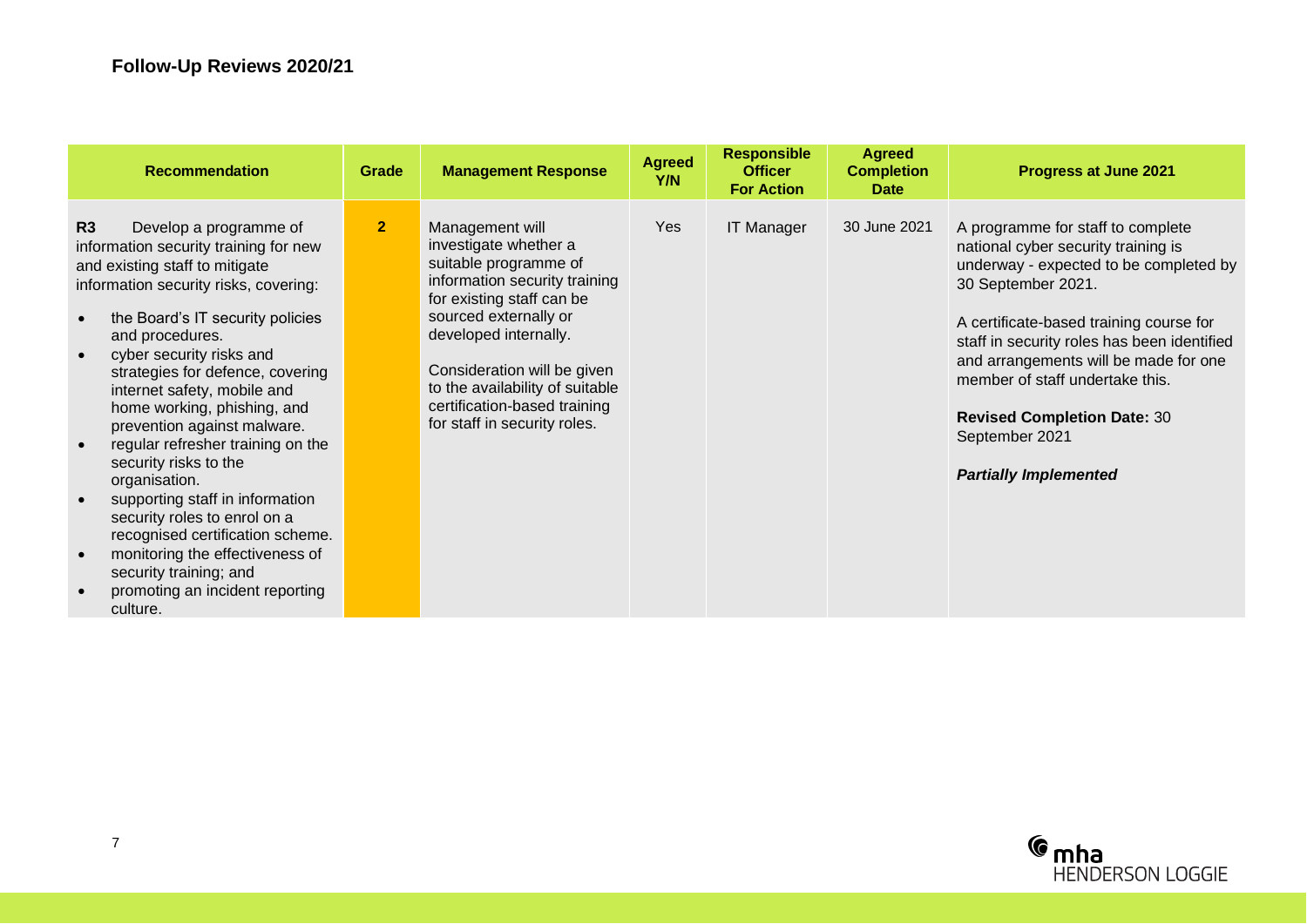## Follow-Up Reviews 2020/21

| Recommendation | Grade | Management Response | Agreed Y/N | Responsible Officer For Action | Agreed Completion Date | Progress at June 2021 |
|---|---|---|---|---|---|---|
| **R3** Develop a programme of information security training for new and existing staff to mitigate information security risks, covering:<br>• the Board's IT security policies and procedures.<br>• cyber security risks and strategies for defence, covering internet safety, mobile and home working, phishing, and prevention against malware.<br>• regular refresher training on the security risks to the organisation.<br>• supporting staff in information security roles to enrol on a recognised certification scheme.<br>• monitoring the effectiveness of security training; and<br>• promoting an incident reporting culture. | 2 | Management will investigate whether a suitable programme of information security training for existing staff can be sourced externally or developed internally.<br><br>Consideration will be given to the availability of suitable certification-based training for staff in security roles. | Yes | IT Manager | 30 June 2021 | A programme for staff to complete national cyber security training is underway - expected to be completed by 30 September 2021.<br><br>A certificate-based training course for staff in security roles has been identified and arrangements will be made for one member of staff undertake this.<br><br>**Revised Completion Date:** 30 September 2021<br><br>***Partially Implemented*** |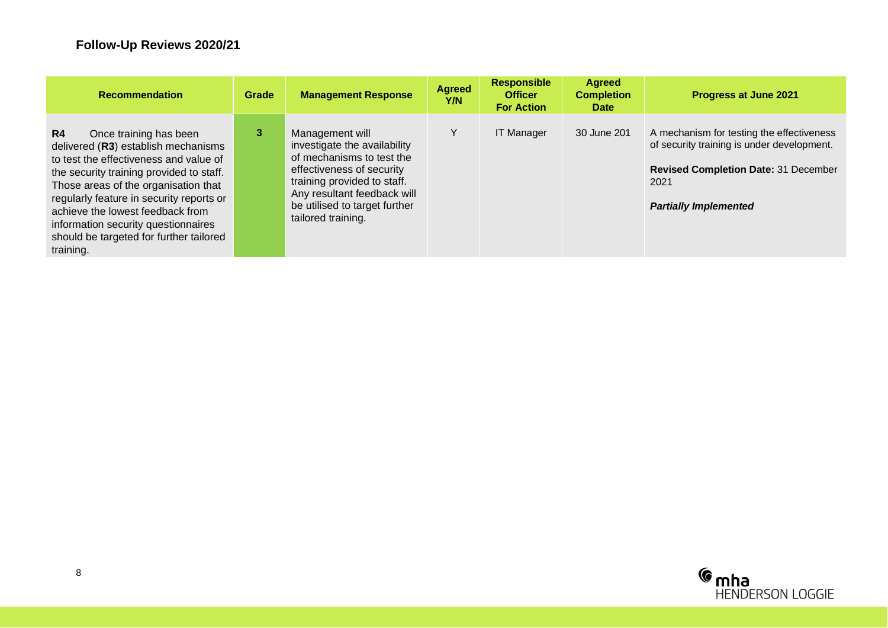## Follow-Up Reviews 2020/21

| Recommendation | Grade | Management Response | Agreed Y/N | Responsible Officer For Action | Agreed Completion Date | Progress at June 2021 |
|---|---|---|---|---|---|---|
| **R4** Once training has been delivered (**R3**) establish mechanisms to test the effectiveness and value of the security training provided to staff. Those areas of the organisation that regularly feature in security reports or achieve the lowest feedback from information security questionnaires should be targeted for further tailored training. | 3 | Management will investigate the availability of mechanisms to test the effectiveness of security training provided to staff. Any resultant feedback will be utilised to target further tailored training. | Y | IT Manager | 30 June 201 | A mechanism for testing the effectiveness of security training is under development.<br><br>**Revised Completion Date:** 31 December 2021<br><br>***Partially Implemented*** |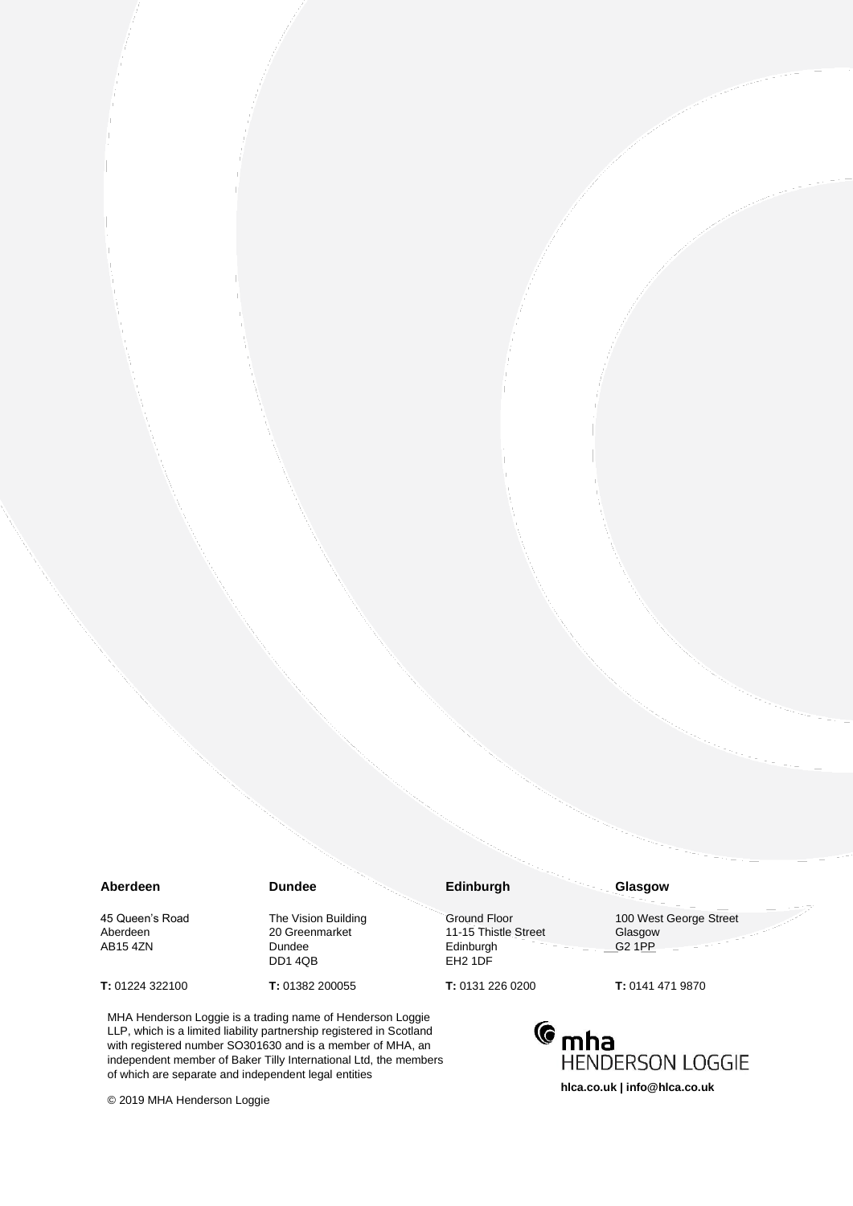**Aberdeen**

45 Queen's Road
Aberdeen
AB15 4ZN

**T:** 01224 322100

**Dundee**

The Vision Building
20 Greenmarket
Dundee
DD1 4QB

**T:** 01382 200055

**Edinburgh**

Ground Floor
11-15 Thistle Street
Edinburgh
EH2 1DF

**T:** 0131 226 0200

**Glasgow**

100 West George Street
Glasgow
G2 1PP

**T:** 0141 471 9870

MHA Henderson Loggie is a trading name of Henderson Loggie LLP, which is a limited liability partnership registered in Scotland with registered number SO301630 and is a member of MHA, an independent member of Baker Tilly International Ltd, the members of which are separate and independent legal entities

© 2019 MHA Henderson Loggie

mha HENDERSON LOGGIE

**hlca.co.uk | info@hlca.co.uk**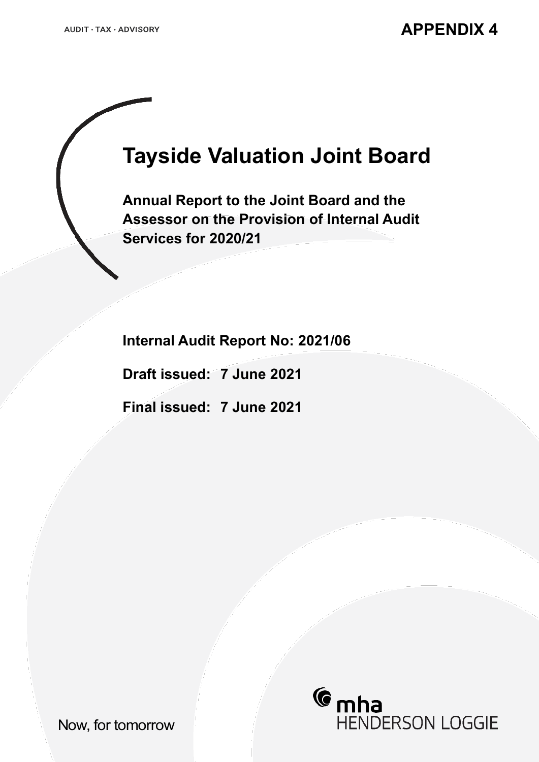AUDIT · TAX · ADVISORY

**APPENDIX 4**

# Tayside Valuation Joint Board

## Annual Report to the Joint Board and the Assessor on the Provision of Internal Audit Services for 2020/21

**Internal Audit Report No: 2021/06**

**Draft issued: 7 June 2021**

**Final issued: 7 June 2021**

Now, for tomorrow

mha HENDERSON LOGGIE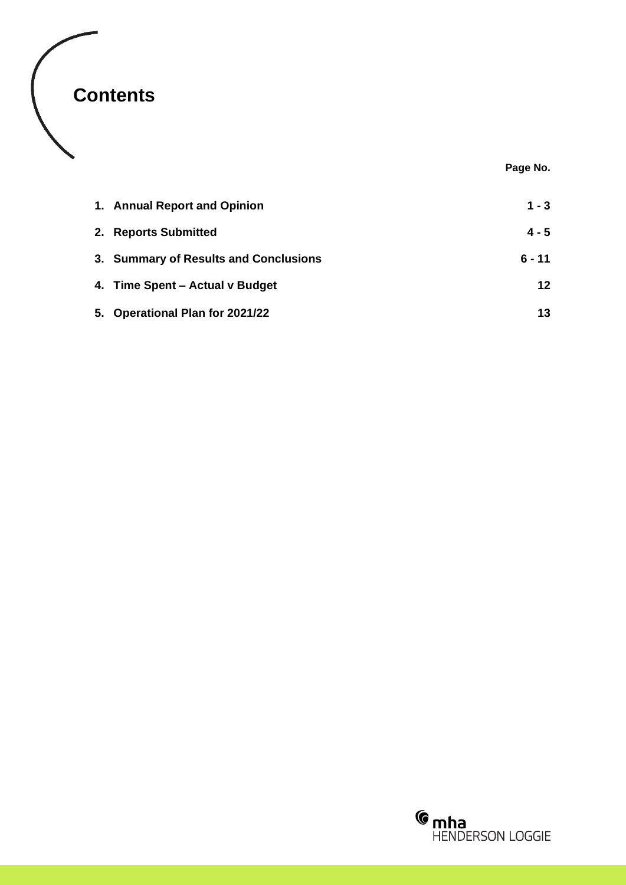# Contents

| | Page No. |
|---|---|
| **1. Annual Report and Opinion** | **1 - 3** |
| **2. Reports Submitted** | **4 - 5** |
| **3. Summary of Results and Conclusions** | **6 - 11** |
| **4. Time Spent – Actual v Budget** | **12** |
| **5. Operational Plan for 2021/22** | **13** |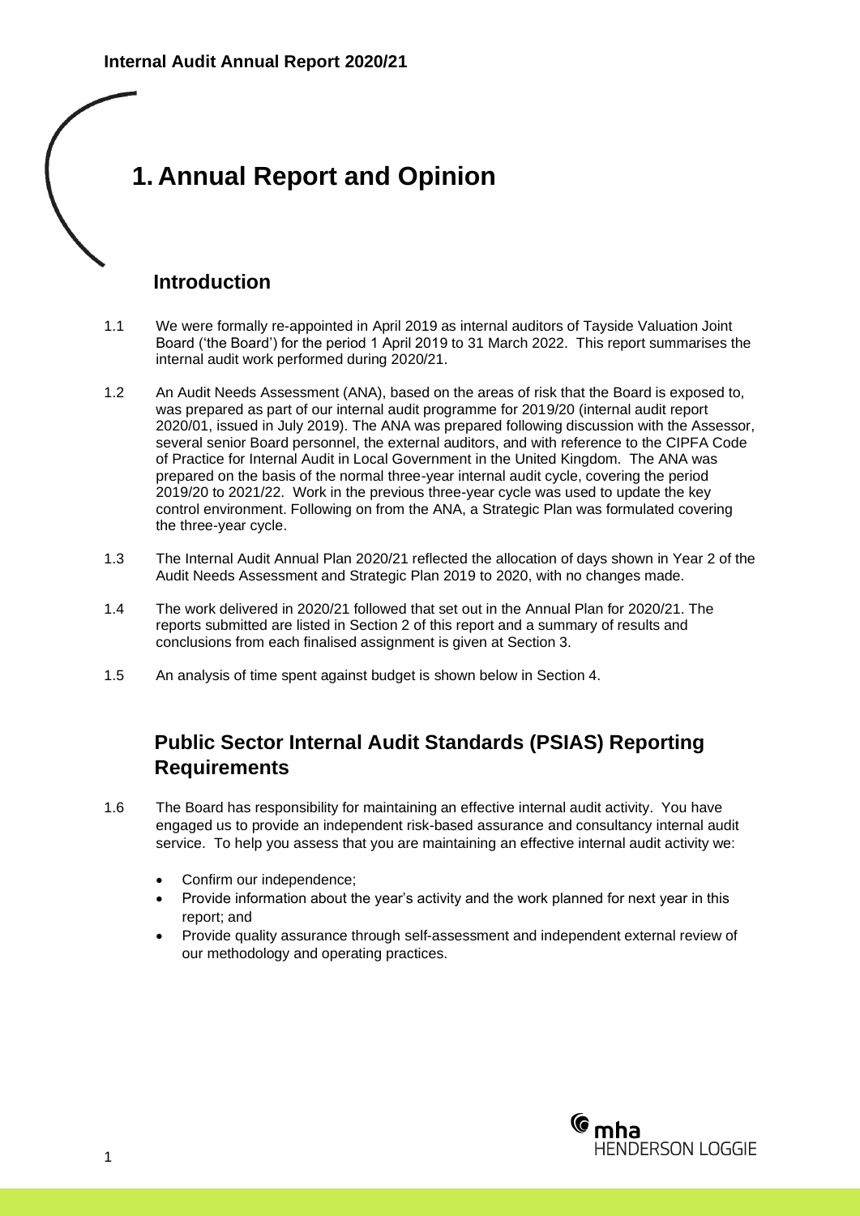# 1. Annual Report and Opinion

## Introduction

1.1 We were formally re-appointed in April 2019 as internal auditors of Tayside Valuation Joint Board ('the Board') for the period 1 April 2019 to 31 March 2022. This report summarises the internal audit work performed during 2020/21.

1.2 An Audit Needs Assessment (ANA), based on the areas of risk that the Board is exposed to, was prepared as part of our internal audit programme for 2019/20 (internal audit report 2020/01, issued in July 2019). The ANA was prepared following discussion with the Assessor, several senior Board personnel, the external auditors, and with reference to the CIPFA Code of Practice for Internal Audit in Local Government in the United Kingdom. The ANA was prepared on the basis of the normal three-year internal audit cycle, covering the period 2019/20 to 2021/22. Work in the previous three-year cycle was used to update the key control environment. Following on from the ANA, a Strategic Plan was formulated covering the three-year cycle.

1.3 The Internal Audit Annual Plan 2020/21 reflected the allocation of days shown in Year 2 of the Audit Needs Assessment and Strategic Plan 2019 to 2020, with no changes made.

1.4 The work delivered in 2020/21 followed that set out in the Annual Plan for 2020/21. The reports submitted are listed in Section 2 of this report and a summary of results and conclusions from each finalised assignment is given at Section 3.

1.5 An analysis of time spent against budget is shown below in Section 4.

## Public Sector Internal Audit Standards (PSIAS) Reporting Requirements

1.6 The Board has responsibility for maintaining an effective internal audit activity. You have engaged us to provide an independent risk-based assurance and consultancy internal audit service. To help you assess that you are maintaining an effective internal audit activity we:

- Confirm our independence;
- Provide information about the year's activity and the work planned for next year in this report; and
- Provide quality assurance through self-assessment and independent external review of our methodology and operating practices.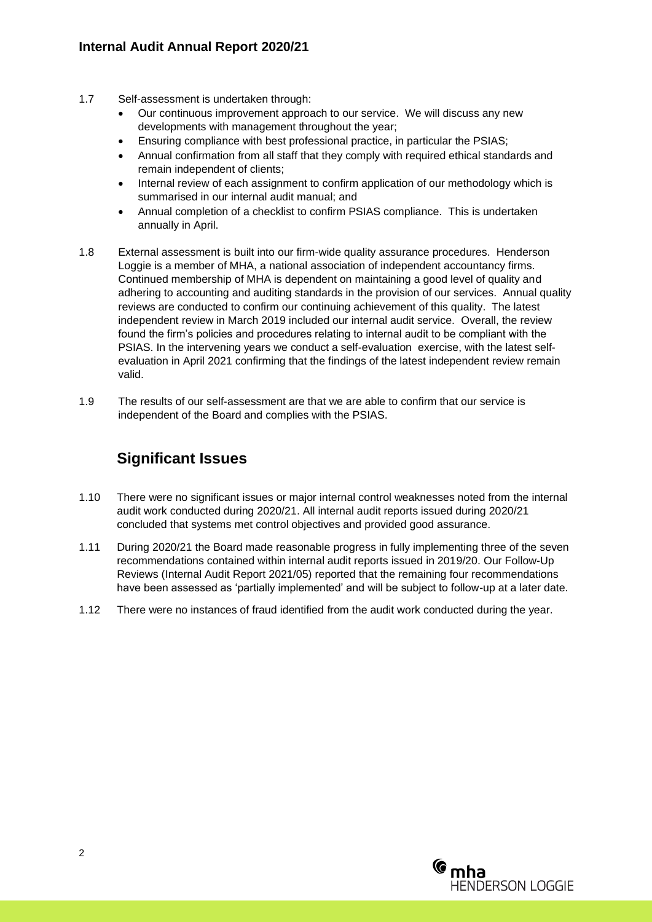1.7 Self-assessment is undertaken through:

- Our continuous improvement approach to our service. We will discuss any new developments with management throughout the year;
- Ensuring compliance with best professional practice, in particular the PSIAS;
- Annual confirmation from all staff that they comply with required ethical standards and remain independent of clients;
- Internal review of each assignment to confirm application of our methodology which is summarised in our internal audit manual; and
- Annual completion of a checklist to confirm PSIAS compliance. This is undertaken annually in April.

1.8 External assessment is built into our firm-wide quality assurance procedures. Henderson Loggie is a member of MHA, a national association of independent accountancy firms. Continued membership of MHA is dependent on maintaining a good level of quality and adhering to accounting and auditing standards in the provision of our services. Annual quality reviews are conducted to confirm our continuing achievement of this quality. The latest independent review in March 2019 included our internal audit service. Overall, the review found the firm's policies and procedures relating to internal audit to be compliant with the PSIAS. In the intervening years we conduct a self-evaluation exercise, with the latest self-evaluation in April 2021 confirming that the findings of the latest independent review remain valid.

1.9 The results of our self-assessment are that we are able to confirm that our service is independent of the Board and complies with the PSIAS.

## Significant Issues

1.10 There were no significant issues or major internal control weaknesses noted from the internal audit work conducted during 2020/21. All internal audit reports issued during 2020/21 concluded that systems met control objectives and provided good assurance.

1.11 During 2020/21 the Board made reasonable progress in fully implementing three of the seven recommendations contained within internal audit reports issued in 2019/20. Our Follow-Up Reviews (Internal Audit Report 2021/05) reported that the remaining four recommendations have been assessed as 'partially implemented' and will be subject to follow-up at a later date.

1.12 There were no instances of fraud identified from the audit work conducted during the year.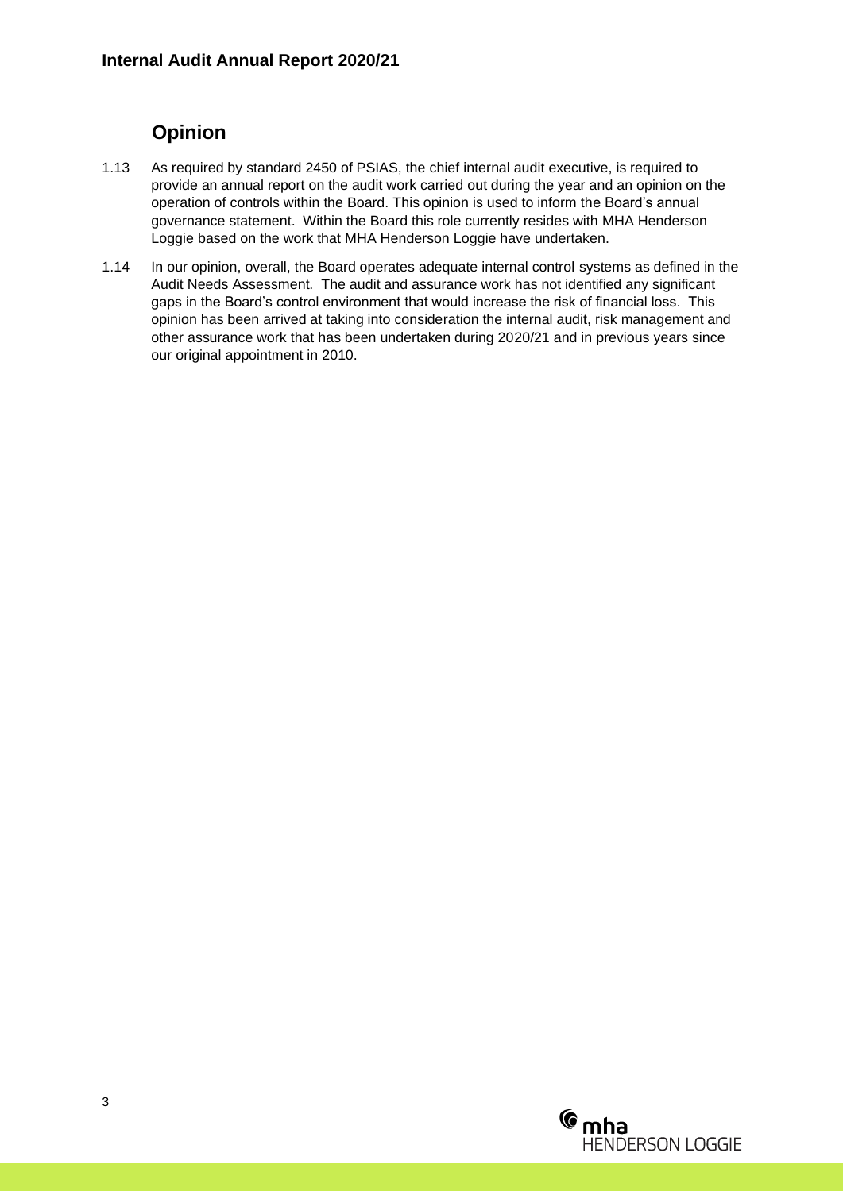## Opinion

1.13 As required by standard 2450 of PSIAS, the chief internal audit executive, is required to provide an annual report on the audit work carried out during the year and an opinion on the operation of controls within the Board. This opinion is used to inform the Board's annual governance statement. Within the Board this role currently resides with MHA Henderson Loggie based on the work that MHA Henderson Loggie have undertaken.

1.14 In our opinion, overall, the Board operates adequate internal control systems as defined in the Audit Needs Assessment. The audit and assurance work has not identified any significant gaps in the Board's control environment that would increase the risk of financial loss. This opinion has been arrived at taking into consideration the internal audit, risk management and other assurance work that has been undertaken during 2020/21 and in previous years since our original appointment in 2010.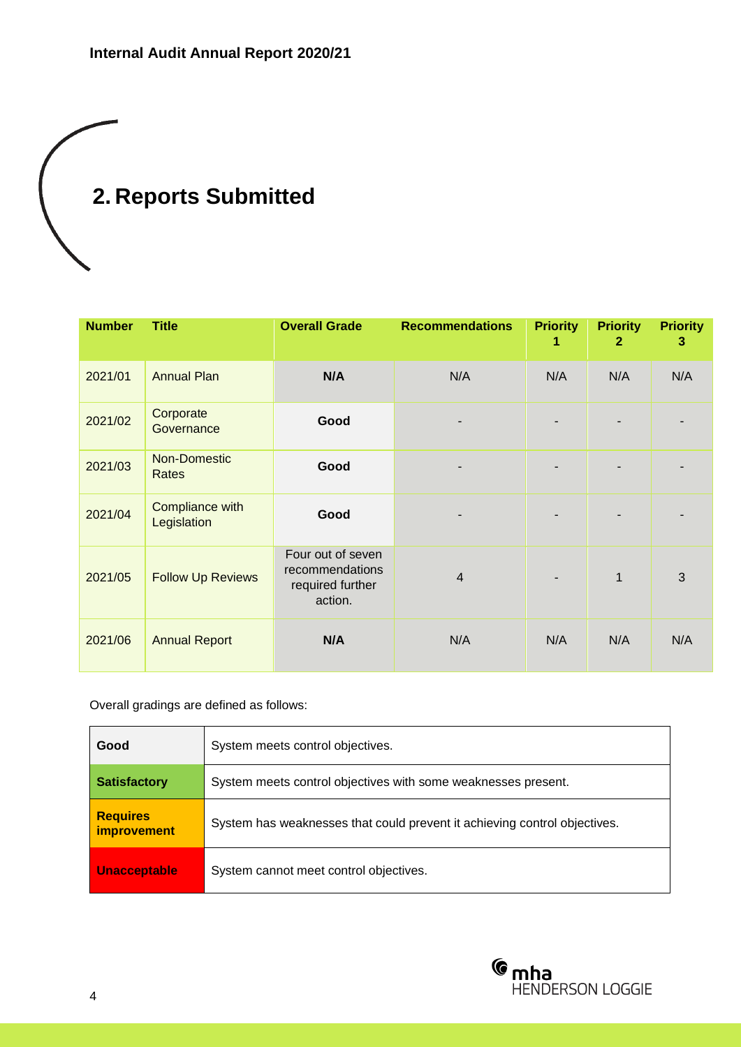## 2. Reports Submitted

| Number | Title | Overall Grade | Recommendations | Priority 1 | Priority 2 | Priority 3 |
|---|---|---|---|---|---|---|
| 2021/01 | Annual Plan | **N/A** | N/A | N/A | N/A | N/A |
| 2021/02 | Corporate Governance | **Good** | - | - | - | - |
| 2021/03 | Non-Domestic Rates | **Good** | - | - | - | - |
| 2021/04 | Compliance with Legislation | **Good** | - | - | - | - |
| 2021/05 | Follow Up Reviews | Four out of seven recommendations required further action. | 4 | - | 1 | 3 |
| 2021/06 | Annual Report | **N/A** | N/A | N/A | N/A | N/A |

Overall gradings are defined as follows:

| Grade | Definition |
|---|---|
| **Good** | System meets control objectives. |
| **Satisfactory** | System meets control objectives with some weaknesses present. |
| **Requires improvement** | System has weaknesses that could prevent it achieving control objectives. |
| **Unacceptable** | System cannot meet control objectives. |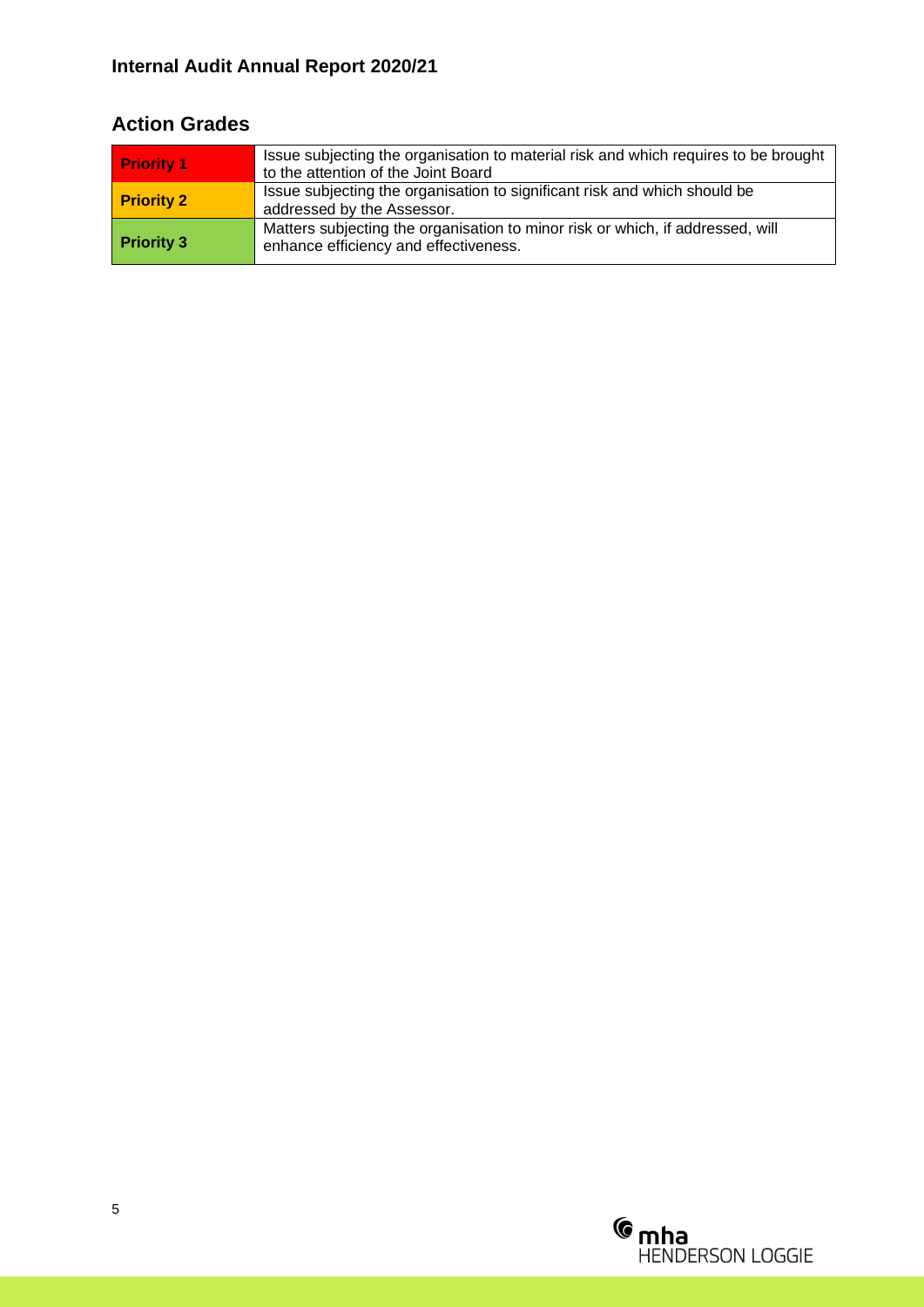## Action Grades

| | |
|---|---|
| **Priority 1** | Issue subjecting the organisation to material risk and which requires to be brought to the attention of the Joint Board |
| **Priority 2** | Issue subjecting the organisation to significant risk and which should be addressed by the Assessor. |
| **Priority 3** | Matters subjecting the organisation to minor risk or which, if addressed, will enhance efficiency and effectiveness. |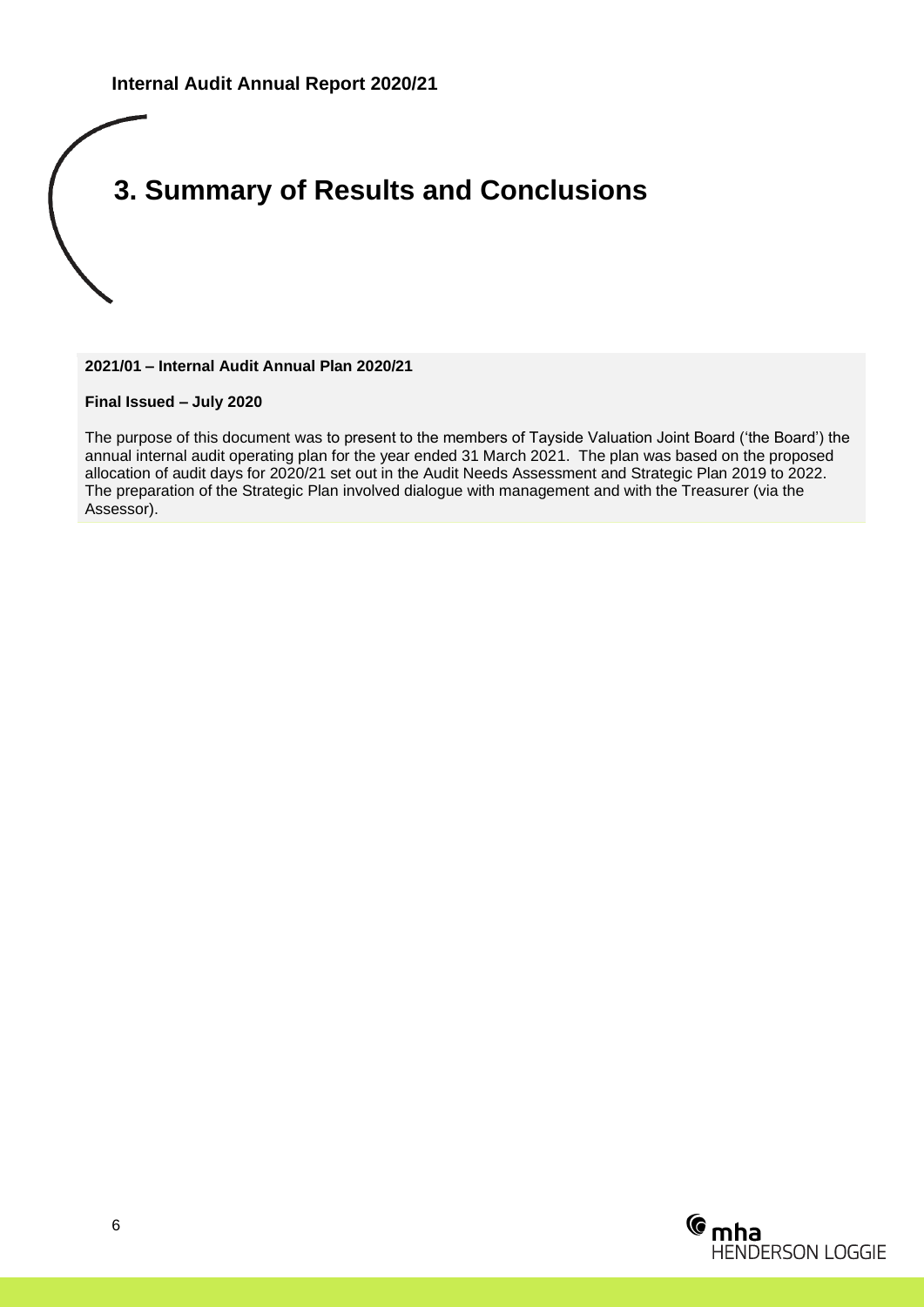# 3. Summary of Results and Conclusions

**2021/01 – Internal Audit Annual Plan 2020/21**

**Final Issued – July 2020**

The purpose of this document was to present to the members of Tayside Valuation Joint Board ('the Board') the annual internal audit operating plan for the year ended 31 March 2021. The plan was based on the proposed allocation of audit days for 2020/21 set out in the Audit Needs Assessment and Strategic Plan 2019 to 2022. The preparation of the Strategic Plan involved dialogue with management and with the Treasurer (via the Assessor).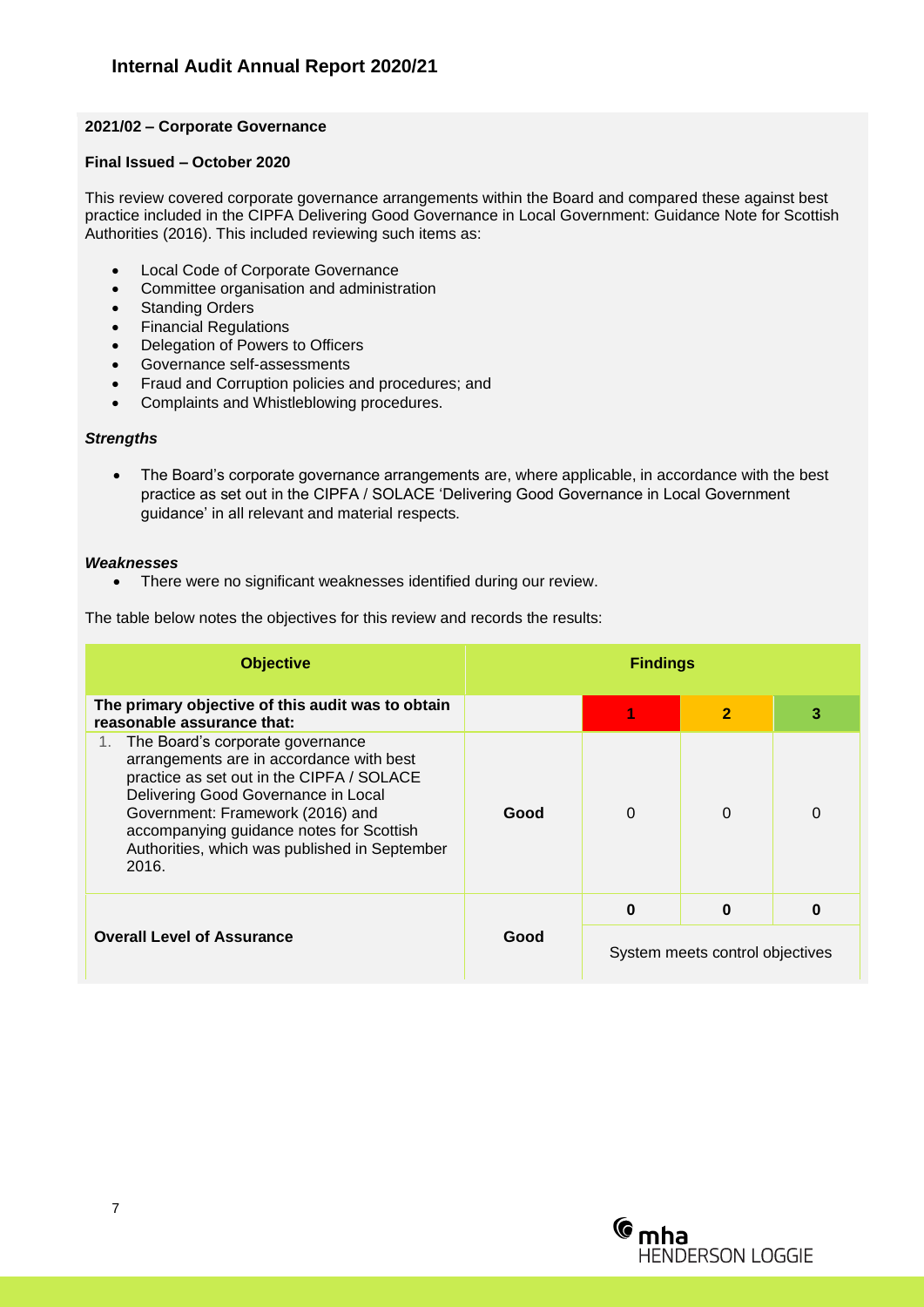### 2021/02 – Corporate Governance

**Final Issued – October 2020**

This review covered corporate governance arrangements within the Board and compared these against best practice included in the CIPFA Delivering Good Governance in Local Government: Guidance Note for Scottish Authorities (2016). This included reviewing such items as:

- Local Code of Corporate Governance
- Committee organisation and administration
- Standing Orders
- Financial Regulations
- Delegation of Powers to Officers
- Governance self-assessments
- Fraud and Corruption policies and procedures; and
- Complaints and Whistleblowing procedures.

***Strengths***

- The Board's corporate governance arrangements are, where applicable, in accordance with the best practice as set out in the CIPFA / SOLACE 'Delivering Good Governance in Local Government guidance' in all relevant and material respects.

***Weaknesses***

- There were no significant weaknesses identified during our review.

The table below notes the objectives for this review and records the results:

| Objective | Findings | | | |
|---|---|---|---|---|
| **The primary objective of this audit was to obtain reasonable assurance that:** | | **1** | **2** | **3** |
| 1. The Board's corporate governance arrangements are in accordance with best practice as set out in the CIPFA / SOLACE Delivering Good Governance in Local Government: Framework (2016) and accompanying guidance notes for Scottish Authorities, which was published in September 2016. | **Good** | 0 | 0 | 0 |
| **Overall Level of Assurance** | **Good** | **0** | **0** | **0** |
| | | System meets control objectives | | |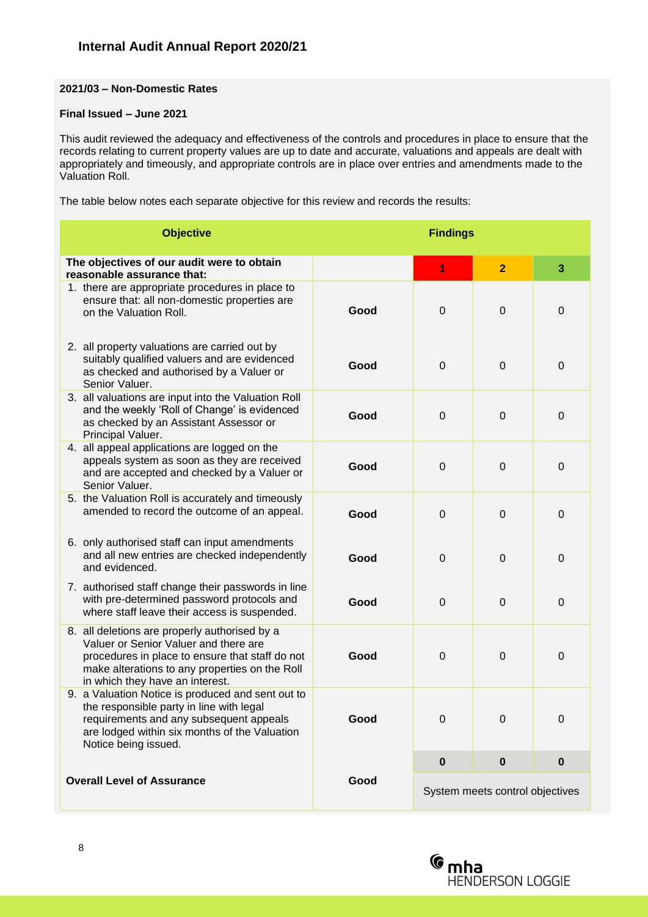**2021/03 – Non-Domestic Rates**

**Final Issued – June 2021**

This audit reviewed the adequacy and effectiveness of the controls and procedures in place to ensure that the records relating to current property values are up to date and accurate, valuations and appeals are dealt with appropriately and timeously, and appropriate controls are in place over entries and amendments made to the Valuation Roll.

The table below notes each separate objective for this review and records the results:

| Objective | | Findings | | |
|---|---|---|---|---|
| **The objectives of our audit were to obtain reasonable assurance that:** | | **1** | **2** | **3** |
| 1. there are appropriate procedures in place to ensure that: all non-domestic properties are on the Valuation Roll. | **Good** | 0 | 0 | 0 |
| 2. all property valuations are carried out by suitably qualified valuers and are evidenced as checked and authorised by a Valuer or Senior Valuer. | **Good** | 0 | 0 | 0 |
| 3. all valuations are input into the Valuation Roll and the weekly 'Roll of Change' is evidenced as checked by an Assistant Assessor or Principal Valuer. | **Good** | 0 | 0 | 0 |
| 4. all appeal applications are logged on the appeals system as soon as they are received and are accepted and checked by a Valuer or Senior Valuer. | **Good** | 0 | 0 | 0 |
| 5. the Valuation Roll is accurately and timeously amended to record the outcome of an appeal. | **Good** | 0 | 0 | 0 |
| 6. only authorised staff can input amendments and all new entries are checked independently and evidenced. | **Good** | 0 | 0 | 0 |
| 7. authorised staff change their passwords in line with pre-determined password protocols and where staff leave their access is suspended. | **Good** | 0 | 0 | 0 |
| 8. all deletions are properly authorised by a Valuer or Senior Valuer and there are procedures in place to ensure that staff do not make alterations to any properties on the Roll in which they have an interest. | **Good** | 0 | 0 | 0 |
| 9. a Valuation Notice is produced and sent out to the responsible party in line with legal requirements and any subsequent appeals are lodged within six months of the Valuation Notice being issued. | **Good** | 0 | 0 | 0 |
| | | **0** | **0** | **0** |
| **Overall Level of Assurance** | **Good** | System meets control objectives | | |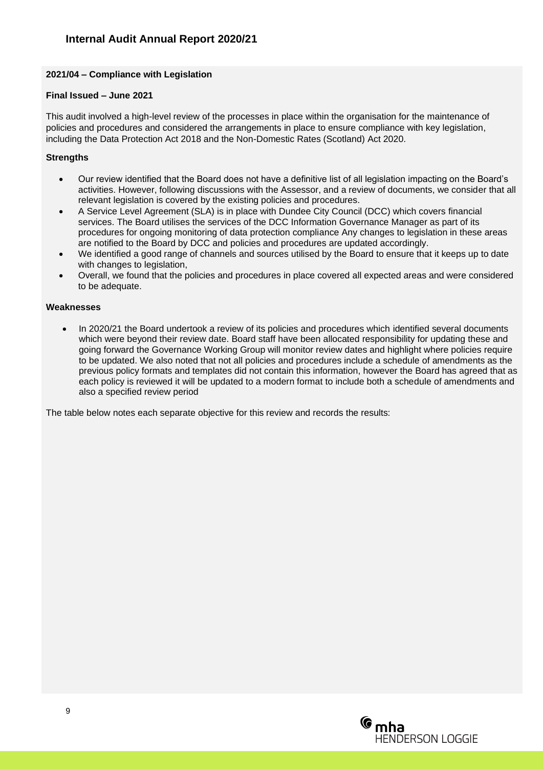**2021/04 – Compliance with Legislation**

**Final Issued – June 2021**

This audit involved a high-level review of the processes in place within the organisation for the maintenance of policies and procedures and considered the arrangements in place to ensure compliance with key legislation, including the Data Protection Act 2018 and the Non-Domestic Rates (Scotland) Act 2020.

**Strengths**

- Our review identified that the Board does not have a definitive list of all legislation impacting on the Board's activities. However, following discussions with the Assessor, and a review of documents, we consider that all relevant legislation is covered by the existing policies and procedures.
- A Service Level Agreement (SLA) is in place with Dundee City Council (DCC) which covers financial services. The Board utilises the services of the DCC Information Governance Manager as part of its procedures for ongoing monitoring of data protection compliance Any changes to legislation in these areas are notified to the Board by DCC and policies and procedures are updated accordingly.
- We identified a good range of channels and sources utilised by the Board to ensure that it keeps up to date with changes to legislation,
- Overall, we found that the policies and procedures in place covered all expected areas and were considered to be adequate.

**Weaknesses**

- In 2020/21 the Board undertook a review of its policies and procedures which identified several documents which were beyond their review date. Board staff have been allocated responsibility for updating these and going forward the Governance Working Group will monitor review dates and highlight where policies require to be updated. We also noted that not all policies and procedures include a schedule of amendments as the previous policy formats and templates did not contain this information, however the Board has agreed that as each policy is reviewed it will be updated to a modern format to include both a schedule of amendments and also a specified review period

The table below notes each separate objective for this review and records the results: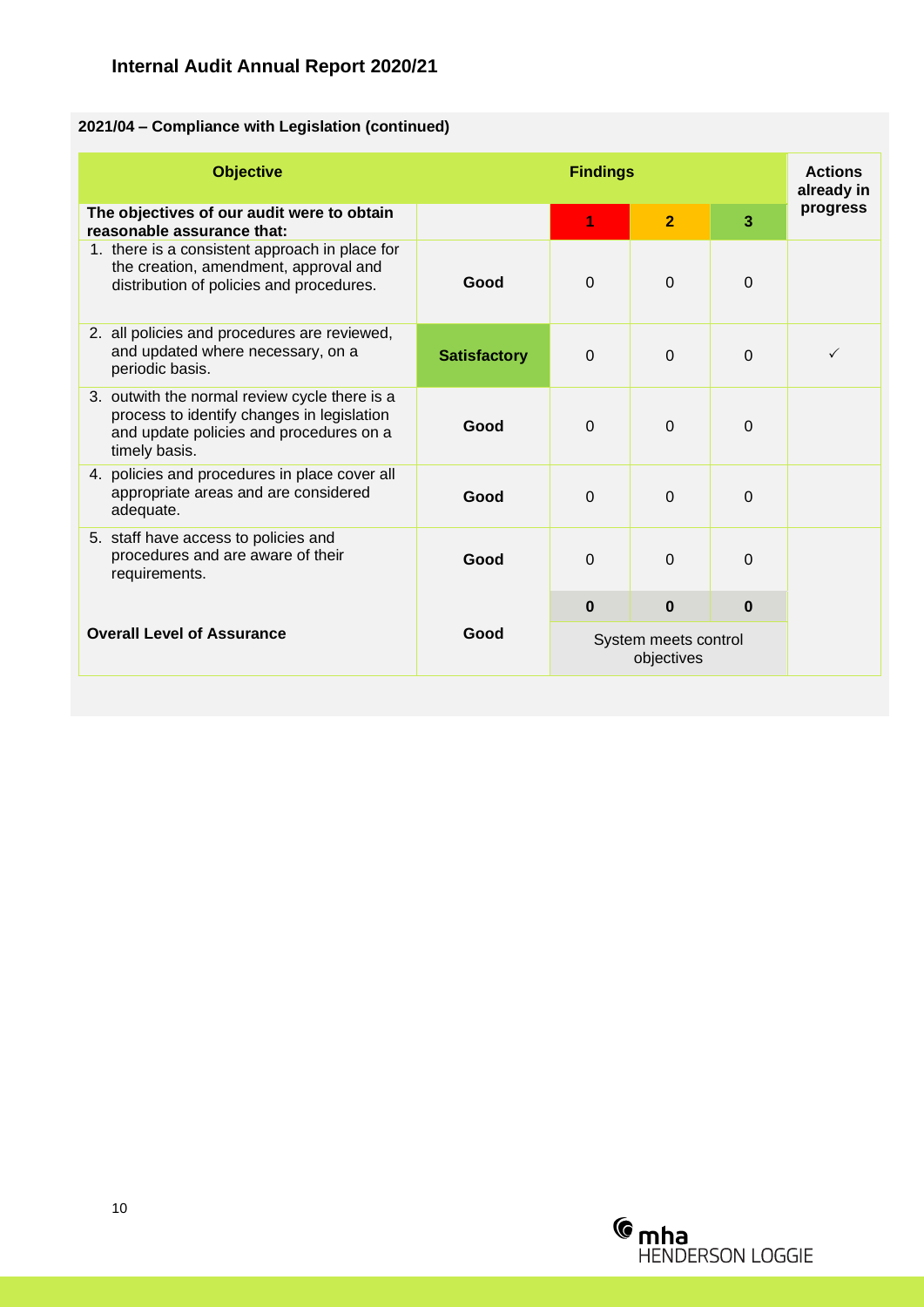### 2021/04 – Compliance with Legislation (continued)

| Objective | Findings | | | | Actions already in progress |
|---|---|---|---|---|---|
| **The objectives of our audit were to obtain reasonable assurance that:** | | **1** | **2** | **3** | |
| 1. there is a consistent approach in place for the creation, amendment, approval and distribution of policies and procedures. | **Good** | 0 | 0 | 0 | |
| 2. all policies and procedures are reviewed, and updated where necessary, on a periodic basis. | **Satisfactory** | 0 | 0 | 0 | ✓ |
| 3. outwith the normal review cycle there is a process to identify changes in legislation and update policies and procedures on a timely basis. | **Good** | 0 | 0 | 0 | |
| 4. policies and procedures in place cover all appropriate areas and are considered adequate. | **Good** | 0 | 0 | 0 | |
| 5. staff have access to policies and procedures and are aware of their requirements. | **Good** | 0 | 0 | 0 | |
| | | **0** | **0** | **0** | |
| **Overall Level of Assurance** | **Good** | System meets control objectives | | | |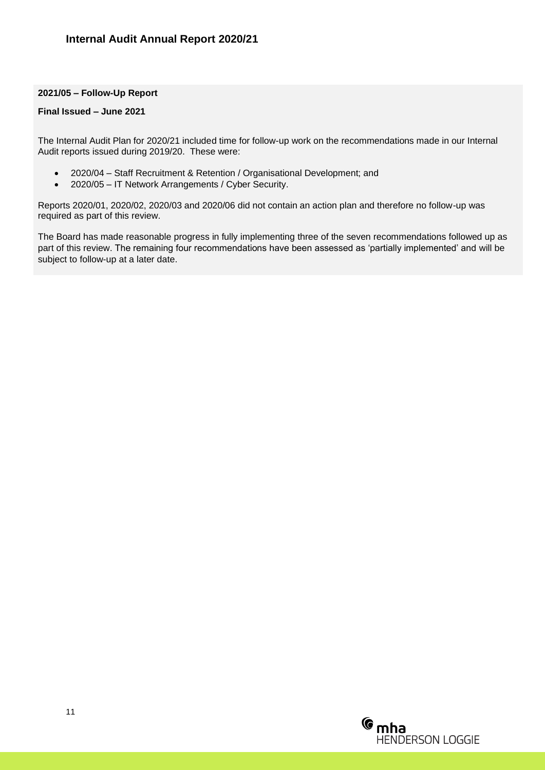**2021/05 – Follow-Up Report**

**Final Issued – June 2021**

The Internal Audit Plan for 2020/21 included time for follow-up work on the recommendations made in our Internal Audit reports issued during 2019/20. These were:

- 2020/04 – Staff Recruitment & Retention / Organisational Development; and
- 2020/05 – IT Network Arrangements / Cyber Security.

Reports 2020/01, 2020/02, 2020/03 and 2020/06 did not contain an action plan and therefore no follow-up was required as part of this review.

The Board has made reasonable progress in fully implementing three of the seven recommendations followed up as part of this review. The remaining four recommendations have been assessed as 'partially implemented' and will be subject to follow-up at a later date.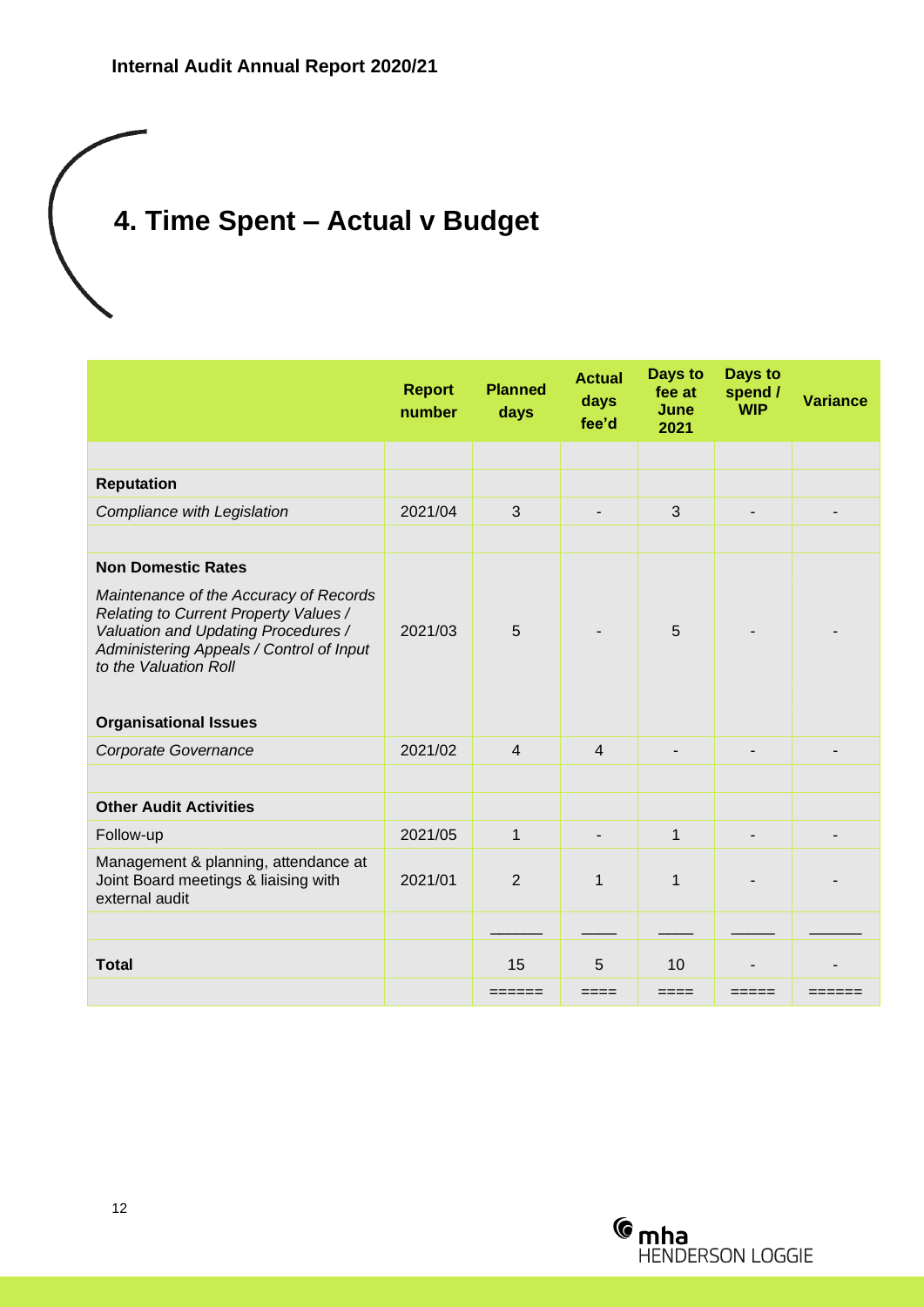# 4. Time Spent – Actual v Budget

| | Report number | Planned days | Actual days fee'd | Days to fee at June 2021 | Days to spend / WIP | Variance |
|---|---|---|---|---|---|---|
| | | | | | | |
| **Reputation** | | | | | | |
| *Compliance with Legislation* | 2021/04 | 3 | - | 3 | - | - |
| | | | | | | |
| **Non Domestic Rates** | | | | | | |
| *Maintenance of the Accuracy of Records Relating to Current Property Values / Valuation and Updating Procedures / Administering Appeals / Control of Input to the Valuation Roll* | 2021/03 | 5 | - | 5 | - | - |
| **Organisational Issues** | | | | | | |
| *Corporate Governance* | 2021/02 | 4 | 4 | - | - | - |
| | | | | | | |
| **Other Audit Activities** | | | | | | |
| Follow-up | 2021/05 | 1 | - | 1 | - | - |
| Management & planning, attendance at Joint Board meetings & liaising with external audit | 2021/01 | 2 | 1 | 1 | - | - |
| **Total** | | 15 | 5 | 10 | - | - |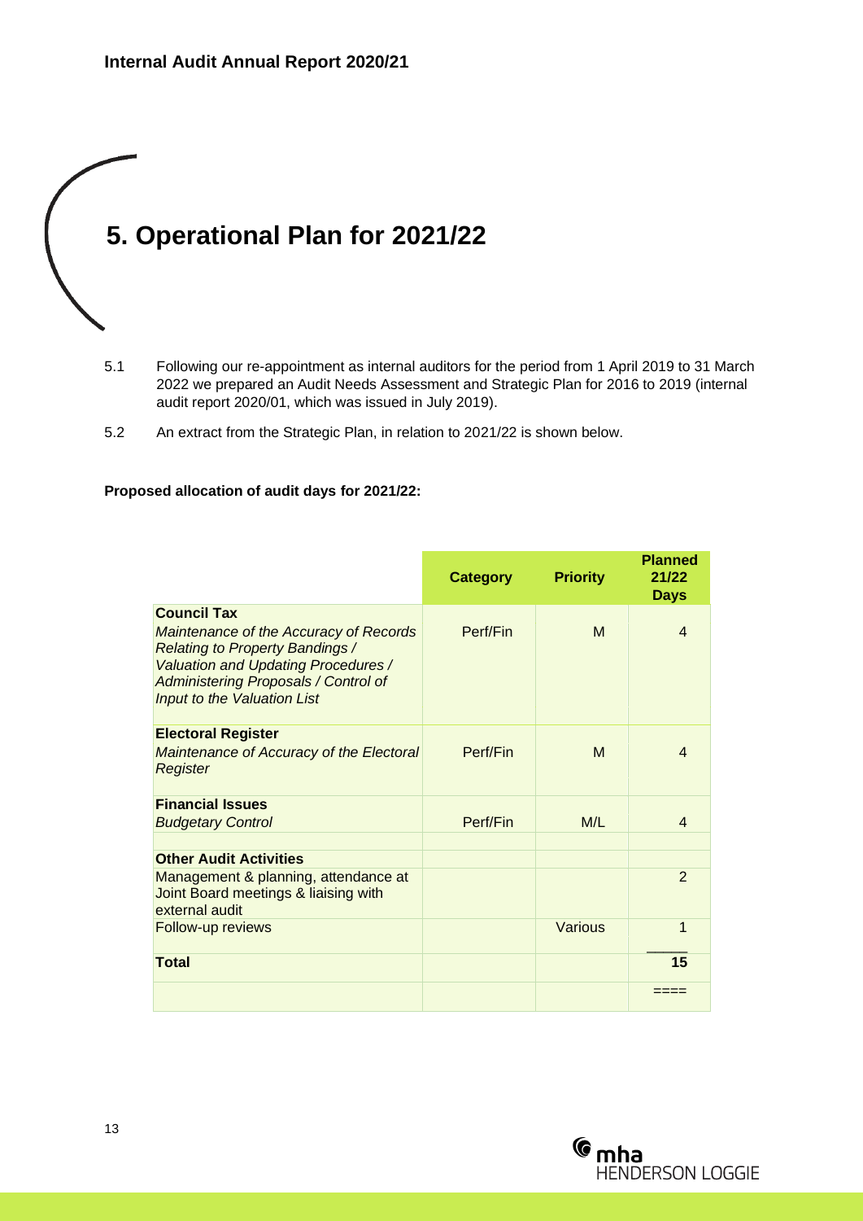# 5. Operational Plan for 2021/22

5.1 Following our re-appointment as internal auditors for the period from 1 April 2019 to 31 March 2022 we prepared an Audit Needs Assessment and Strategic Plan for 2016 to 2019 (internal audit report 2020/01, which was issued in July 2019).

5.2 An extract from the Strategic Plan, in relation to 2021/22 is shown below.

**Proposed allocation of audit days for 2021/22:**

| | Category | Priority | Planned 21/22 Days |
|---|---|---|---|
| **Council Tax**<br>*Maintenance of the Accuracy of Records Relating to Property Bandings / Valuation and Updating Procedures / Administering Proposals / Control of Input to the Valuation List* | Perf/Fin | M | 4 |
| **Electoral Register**<br>*Maintenance of Accuracy of the Electoral Register* | Perf/Fin | M | 4 |
| **Financial Issues**<br>*Budgetary Control* | Perf/Fin | M/L | 4 |
| **Other Audit Activities** | | | |
| Management & planning, attendance at Joint Board meetings & liaising with external audit | | | 2 |
| Follow-up reviews | | Various | 1 |
| **Total** | | | **15** |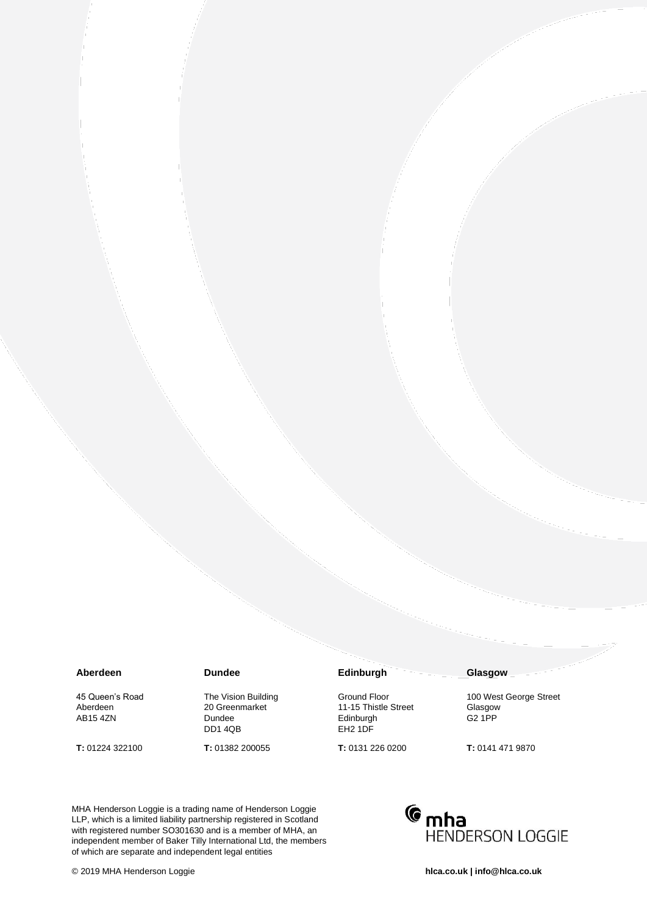**Aberdeen**

45 Queen's Road
Aberdeen
AB15 4ZN

**T:** 01224 322100

**Dundee**

The Vision Building
20 Greenmarket
Dundee
DD1 4QB

**T:** 01382 200055

**Edinburgh**

Ground Floor
11-15 Thistle Street
Edinburgh
EH2 1DF

**T:** 0131 226 0200

**Glasgow**

100 West George Street
Glasgow
G2 1PP

**T:** 0141 471 9870

MHA Henderson Loggie is a trading name of Henderson Loggie LLP, which is a limited liability partnership registered in Scotland with registered number SO301630 and is a member of MHA, an independent member of Baker Tilly International Ltd, the members of which are separate and independent legal entities

mha HENDERSON LOGGIE

© 2019 MHA Henderson Loggie

**hlca.co.uk | info@hlca.co.uk**